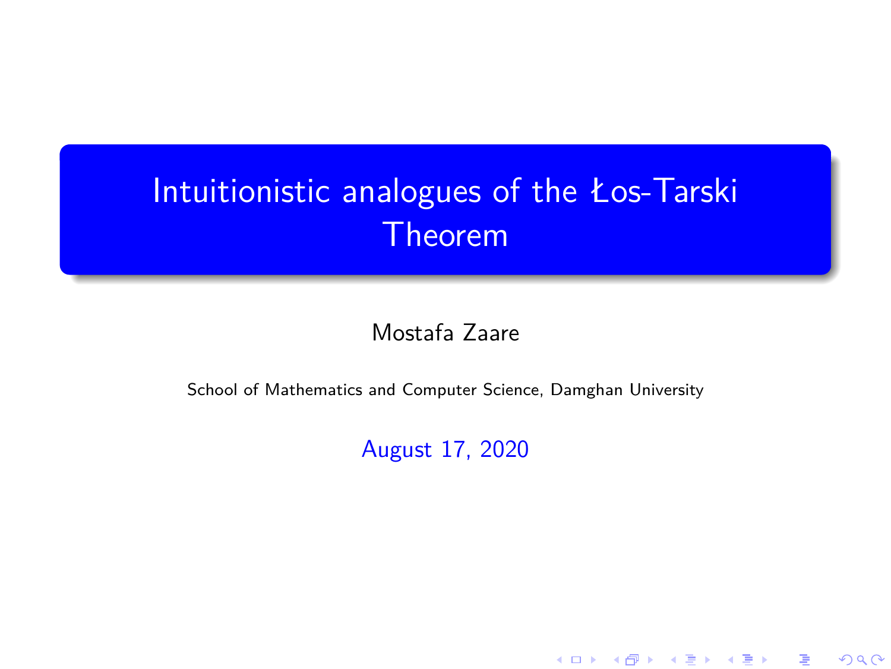# Intuitionistic analogues of the Łos-Tarski Theorem

Mostafa Zaare

School of Mathematics and Computer Science, Damghan University

August 17, 2020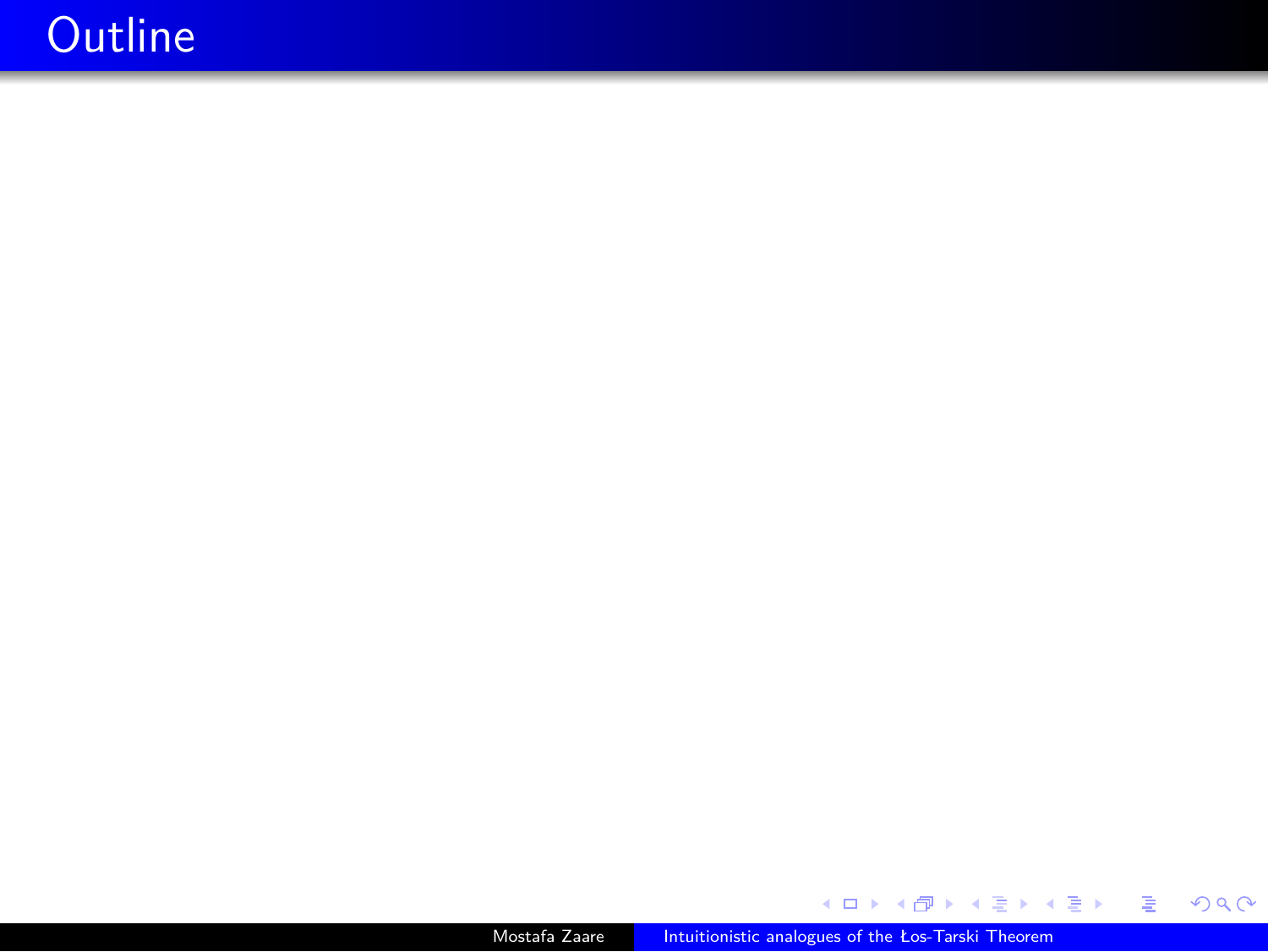# Outline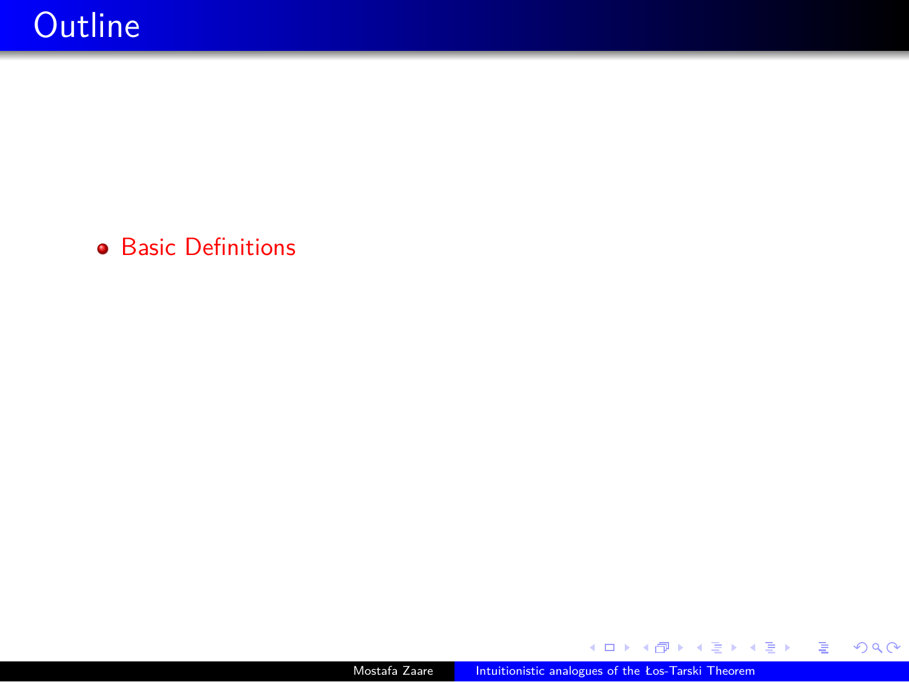# Outline

- Basic Definitions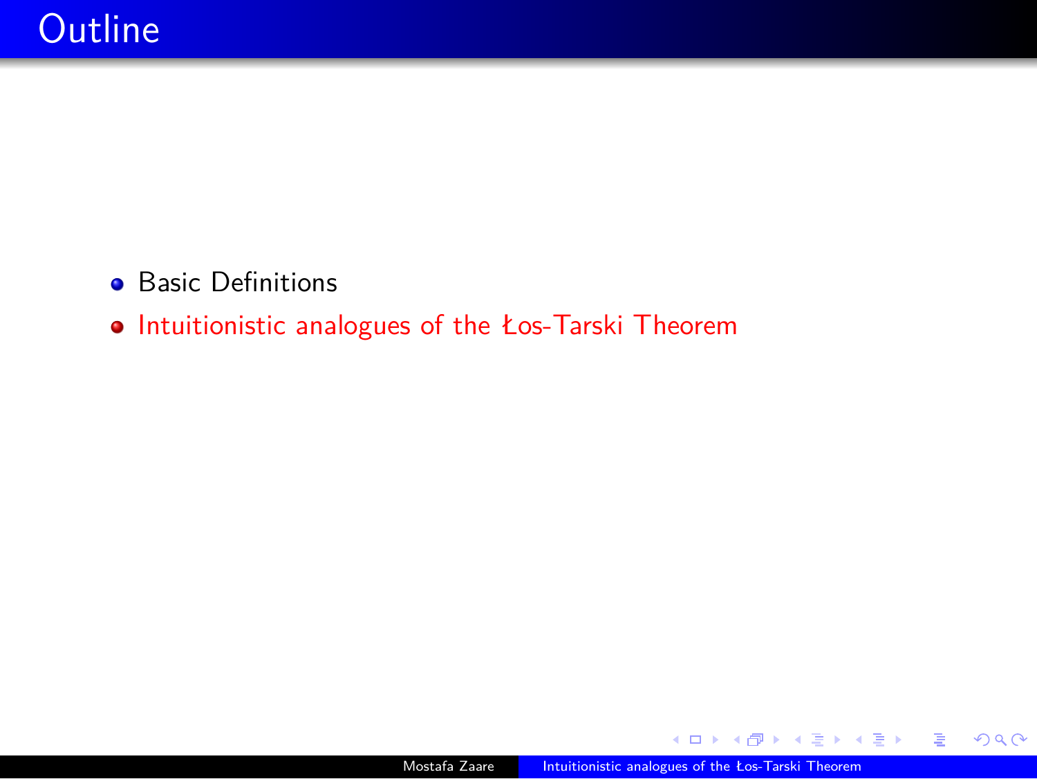# Outline

- Basic Definitions
- Intuitionistic analogues of the Łos-Tarski Theorem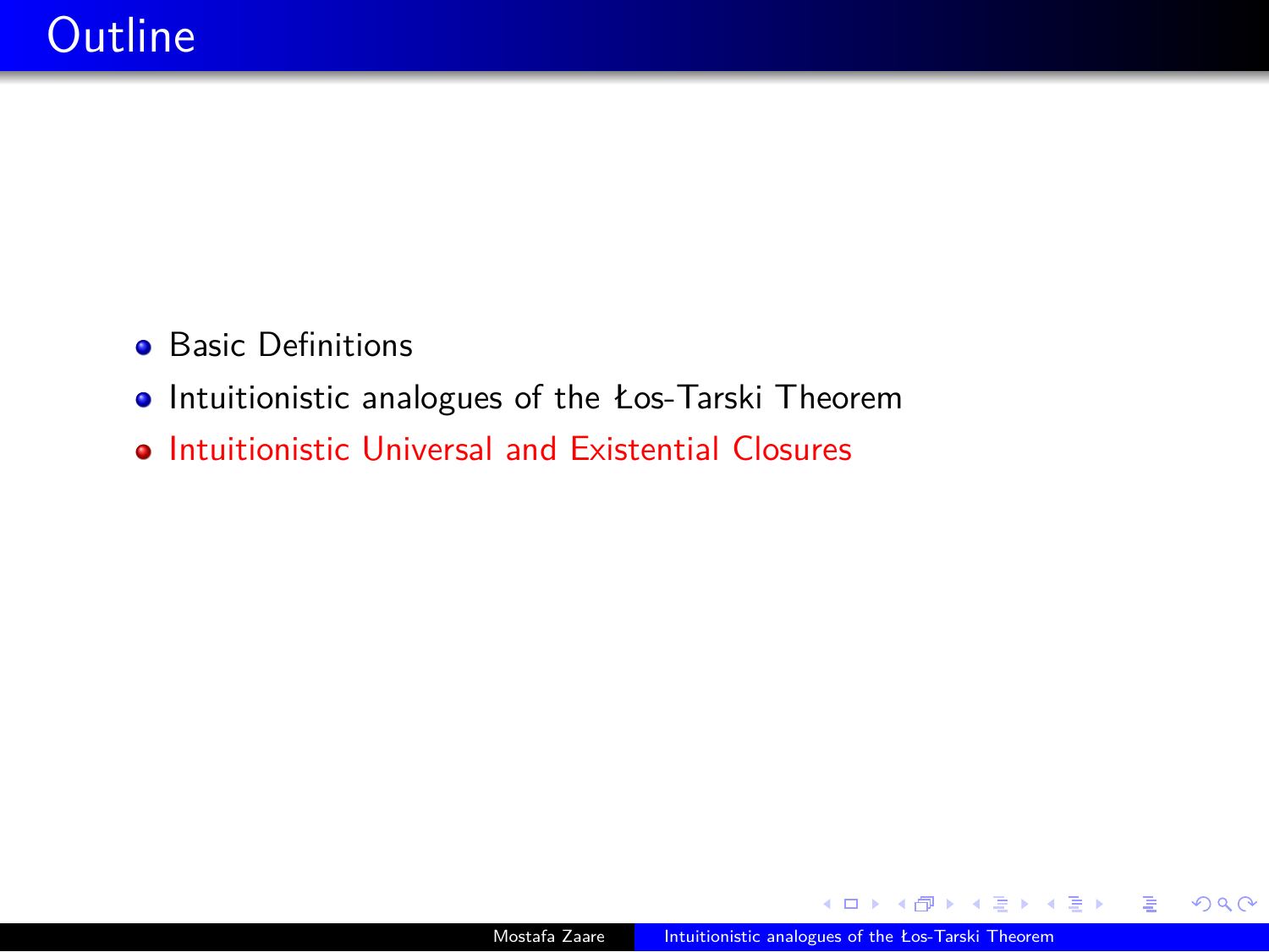# Outline

- Basic Definitions
- Intuitionistic analogues of the Łos-Tarski Theorem
- Intuitionistic Universal and Existential Closures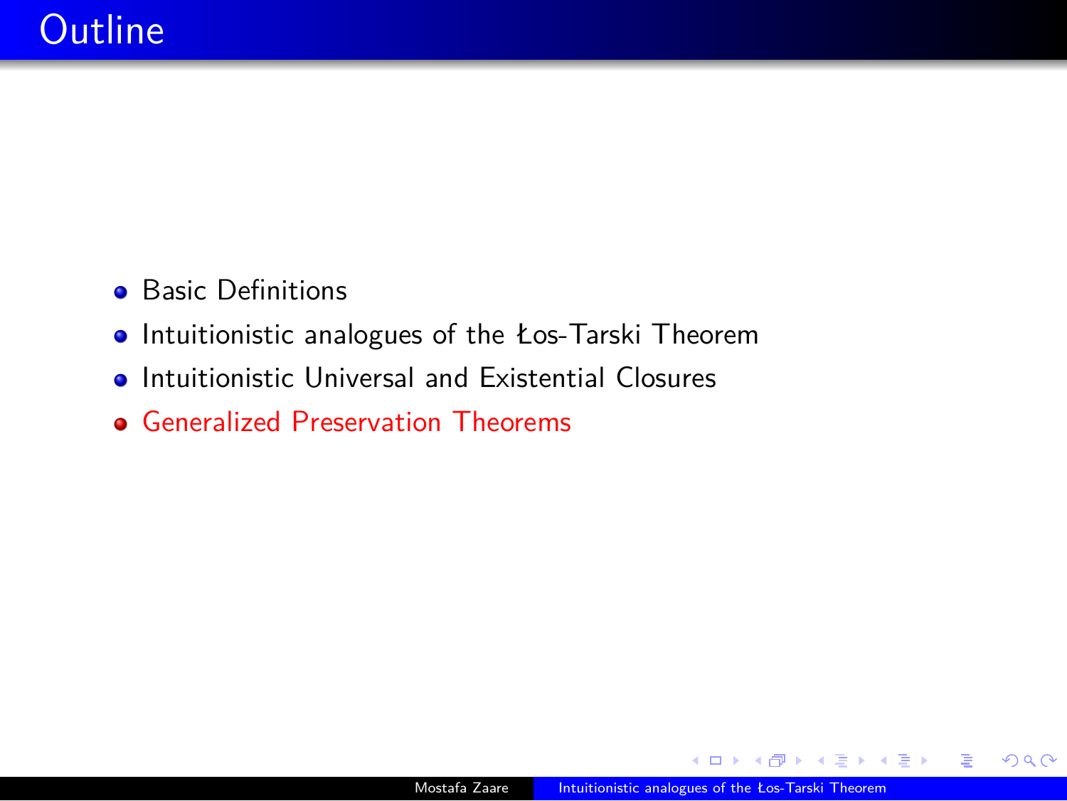# Outline

- Basic Definitions
- Intuitionistic analogues of the Łos-Tarski Theorem
- Intuitionistic Universal and Existential Closures
- Generalized Preservation Theorems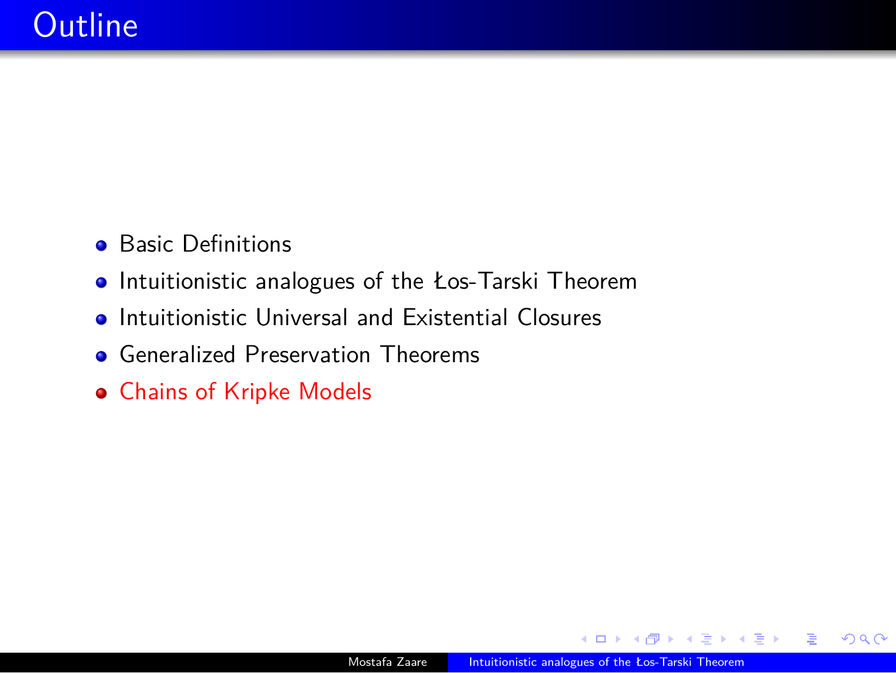# Outline

- Basic Definitions
- Intuitionistic analogues of the Łos-Tarski Theorem
- Intuitionistic Universal and Existential Closures
- Generalized Preservation Theorems
- Chains of Kripke Models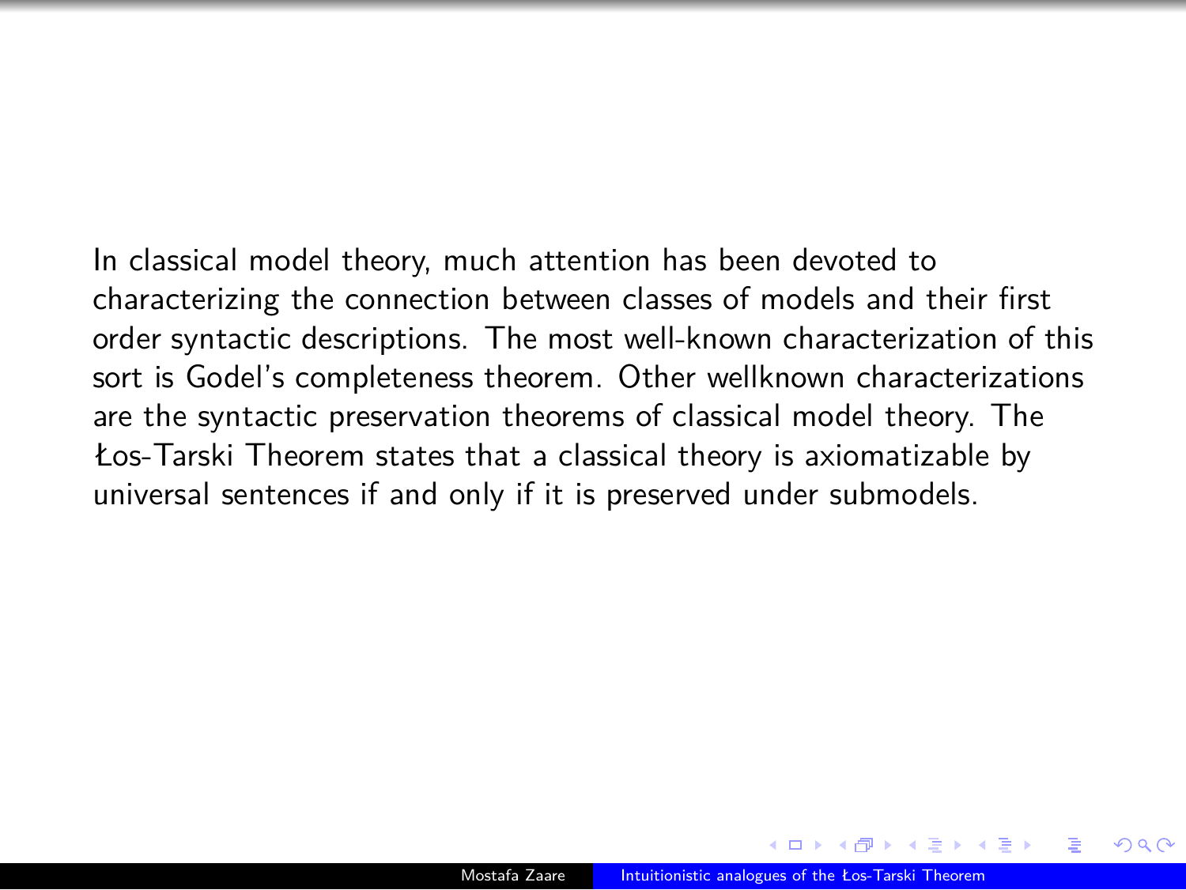In classical model theory, much attention has been devoted to characterizing the connection between classes of models and their first order syntactic descriptions. The most well-known characterization of this sort is Godel's completeness theorem. Other wellknown characterizations are the syntactic preservation theorems of classical model theory. The Łos-Tarski Theorem states that a classical theory is axiomatizable by universal sentences if and only if it is preserved under submodels.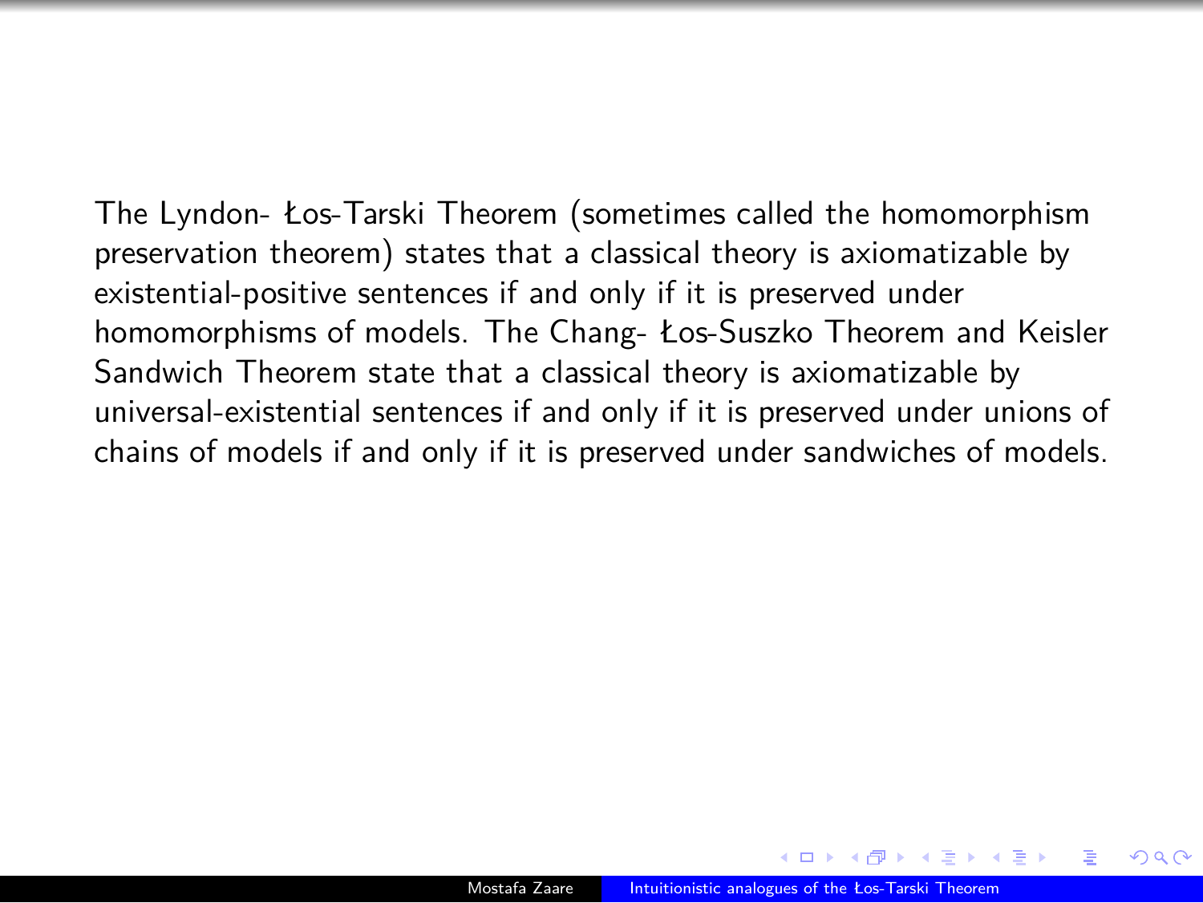The Lyndon- Łos-Tarski Theorem (sometimes called the homomorphism preservation theorem) states that a classical theory is axiomatizable by existential-positive sentences if and only if it is preserved under homomorphisms of models. The Chang- Łos-Suszko Theorem and Keisler Sandwich Theorem state that a classical theory is axiomatizable by universal-existential sentences if and only if it is preserved under unions of chains of models if and only if it is preserved under sandwiches of models.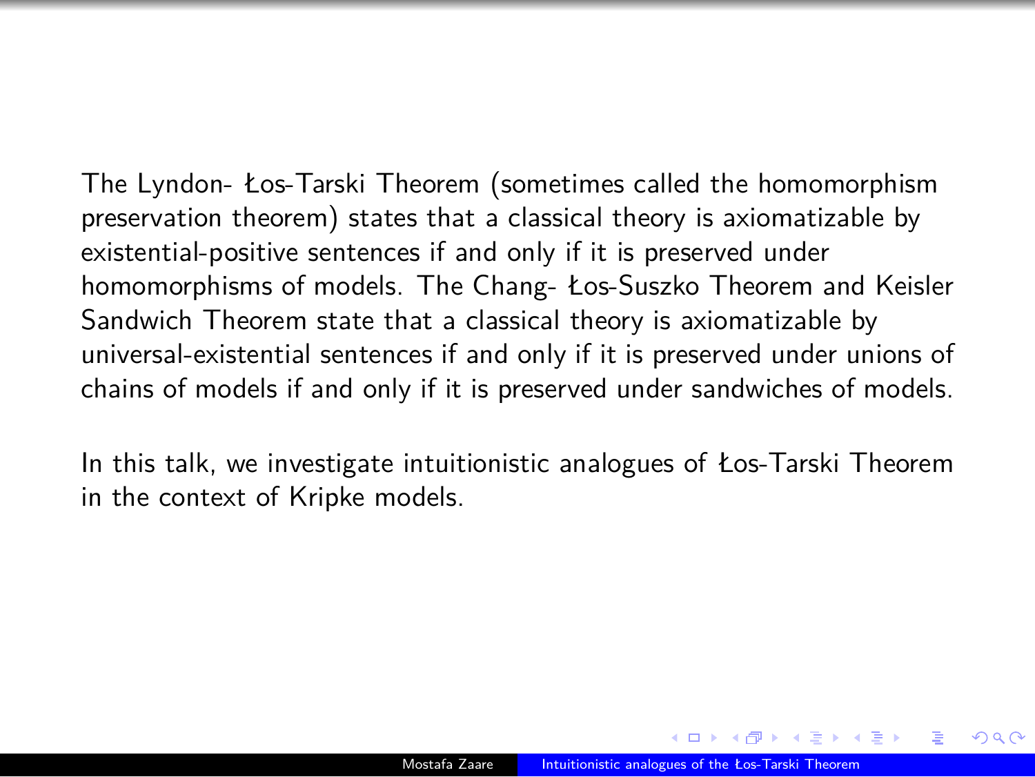The Lyndon- Łos-Tarski Theorem (sometimes called the homomorphism preservation theorem) states that a classical theory is axiomatizable by existential-positive sentences if and only if it is preserved under homomorphisms of models. The Chang- Łos-Suszko Theorem and Keisler Sandwich Theorem state that a classical theory is axiomatizable by universal-existential sentences if and only if it is preserved under unions of chains of models if and only if it is preserved under sandwiches of models.

In this talk, we investigate intuitionistic analogues of Łos-Tarski Theorem in the context of Kripke models.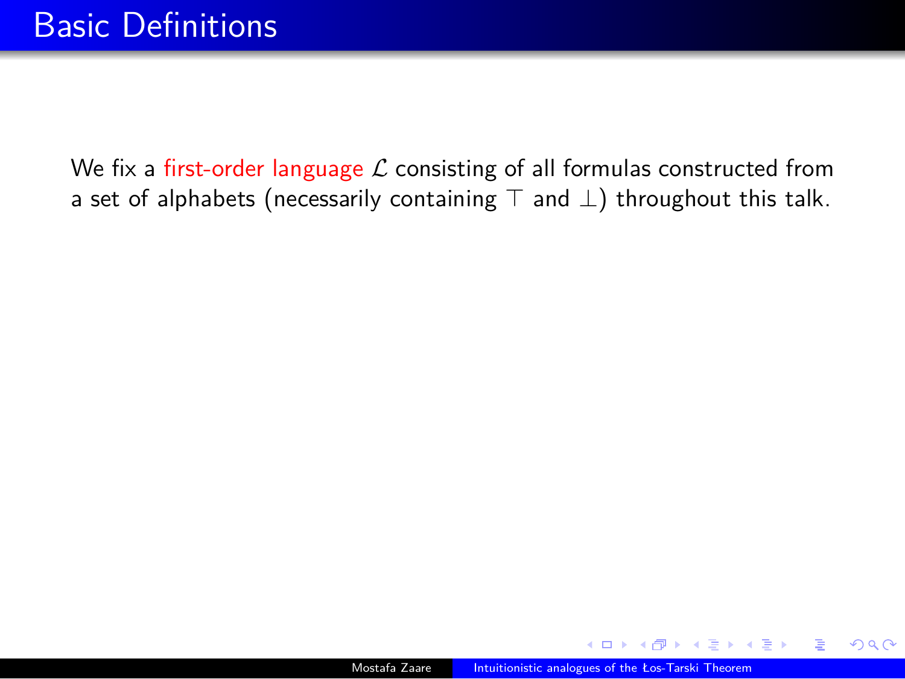# Basic Definitions

We fix a first-order language $\mathcal{L}$ consisting of all formulas constructed from a set of alphabets (necessarily containing $\top$ and $\bot$) throughout this talk.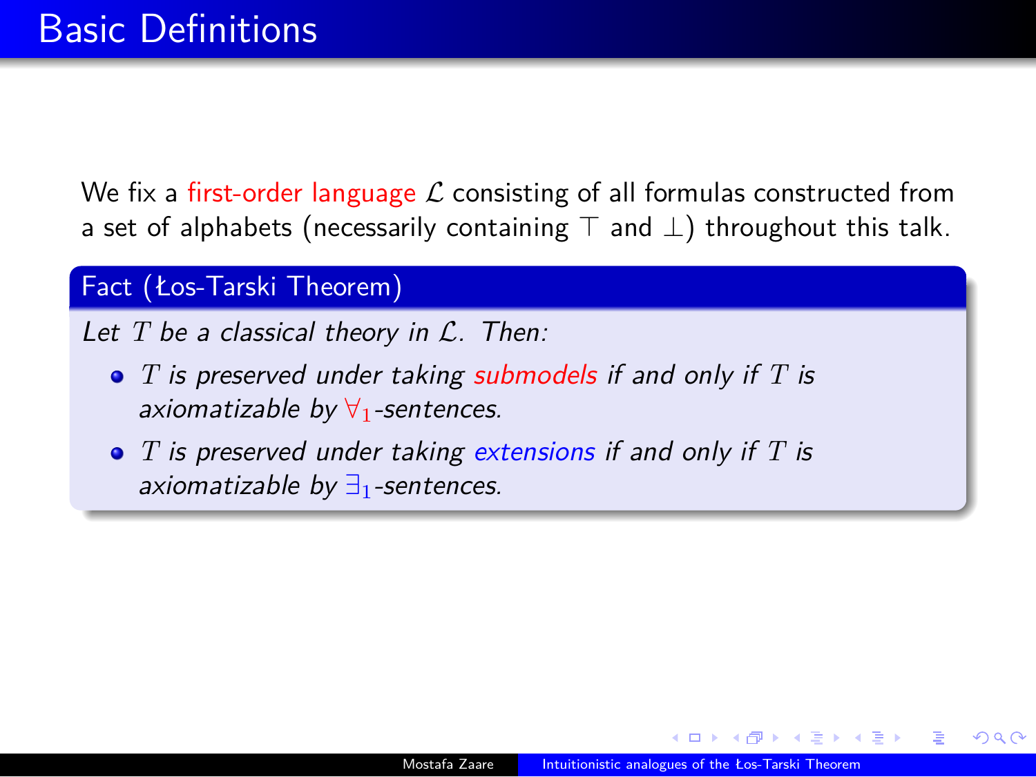# Basic Definitions

We fix a first-order language $\mathcal{L}$ consisting of all formulas constructed from a set of alphabets (necessarily containing $\top$ and $\bot$) throughout this talk.

**Fact (Łos-Tarski Theorem)**

*Let $T$ be a classical theory in $\mathcal{L}$. Then:*

- *$T$ is preserved under taking submodels if and only if $T$ is axiomatizable by $\forall_1$-sentences.*
- *$T$ is preserved under taking extensions if and only if $T$ is axiomatizable by $\exists_1$-sentences.*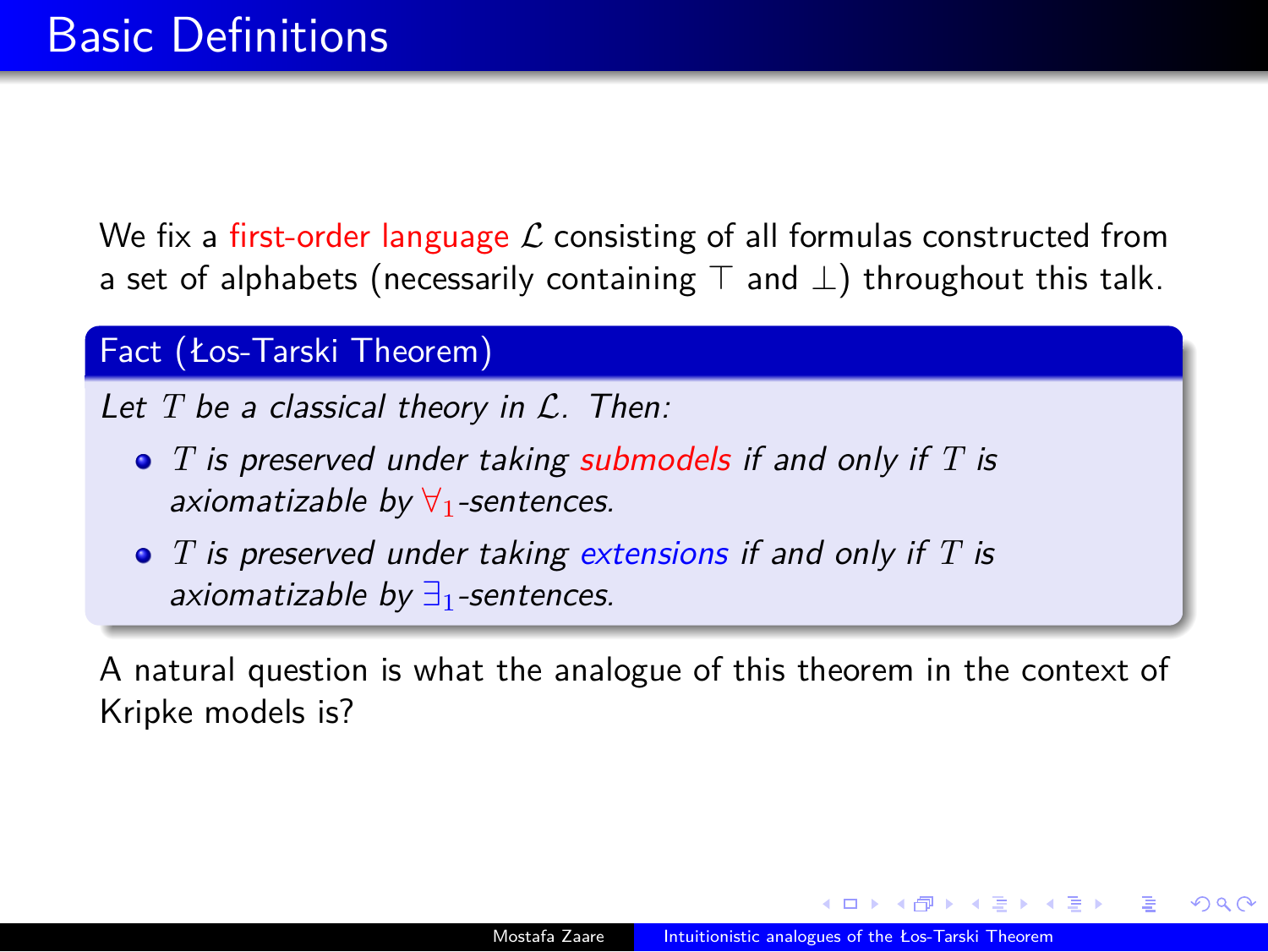# Basic Definitions

We fix a first-order language $\mathcal{L}$ consisting of all formulas constructed from a set of alphabets (necessarily containing $\top$ and $\bot$) throughout this talk.

**Fact (Łos-Tarski Theorem)**

*Let $T$ be a classical theory in $\mathcal{L}$. Then:*

- *$T$ is preserved under taking submodels if and only if $T$ is axiomatizable by $\forall_1$-sentences.*
- *$T$ is preserved under taking extensions if and only if $T$ is axiomatizable by $\exists_1$-sentences.*

A natural question is what the analogue of this theorem in the context of Kripke models is?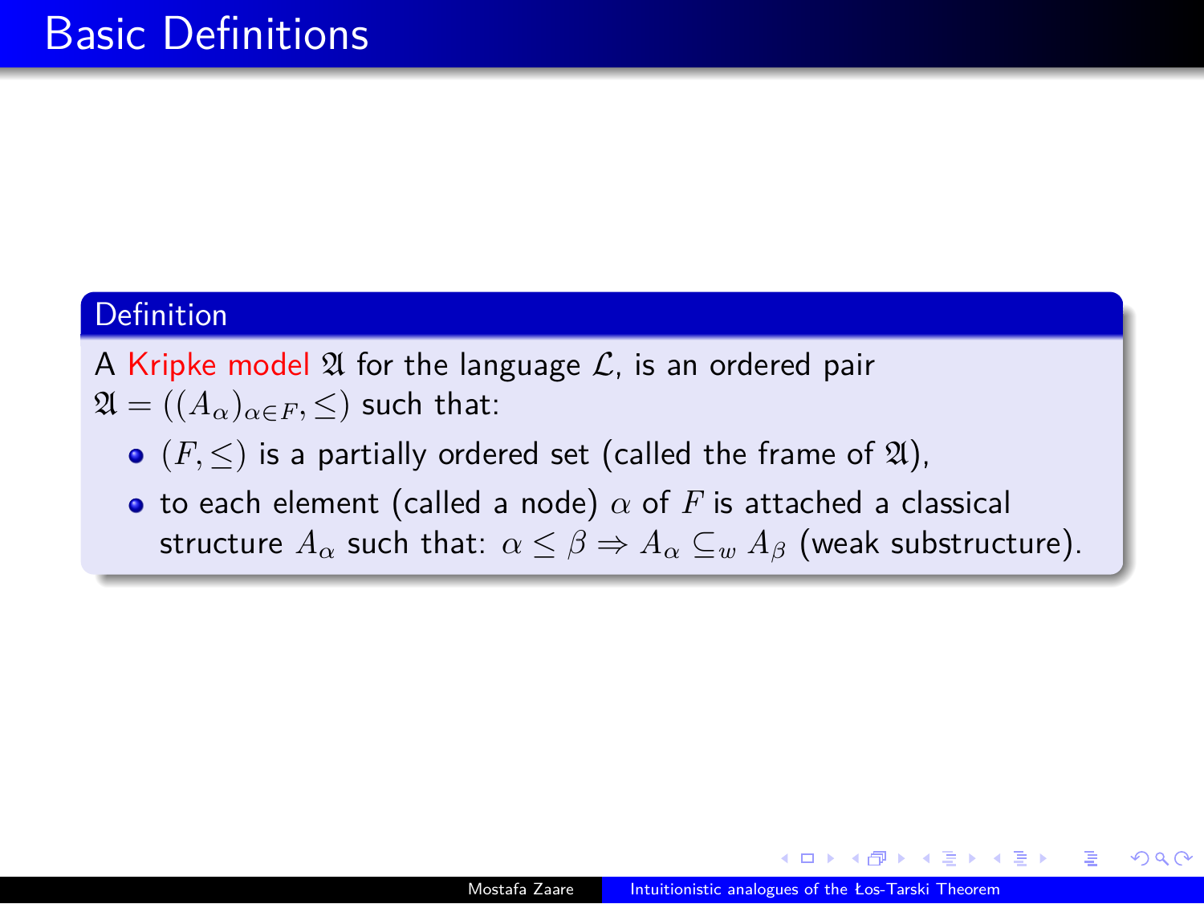# Basic Definitions

**Definition**

A Kripke model $\mathfrak{A}$ for the language $\mathcal{L}$, is an ordered pair $\mathfrak{A} = ((A_\alpha)_{\alpha \in F}, \leq)$ such that:

- $(F, \leq)$ is a partially ordered set (called the frame of $\mathfrak{A}$),
- to each element (called a node) $\alpha$ of $F$ is attached a classical structure $A_\alpha$ such that: $\alpha \leq \beta \Rightarrow A_\alpha \subseteq_w A_\beta$ (weak substructure).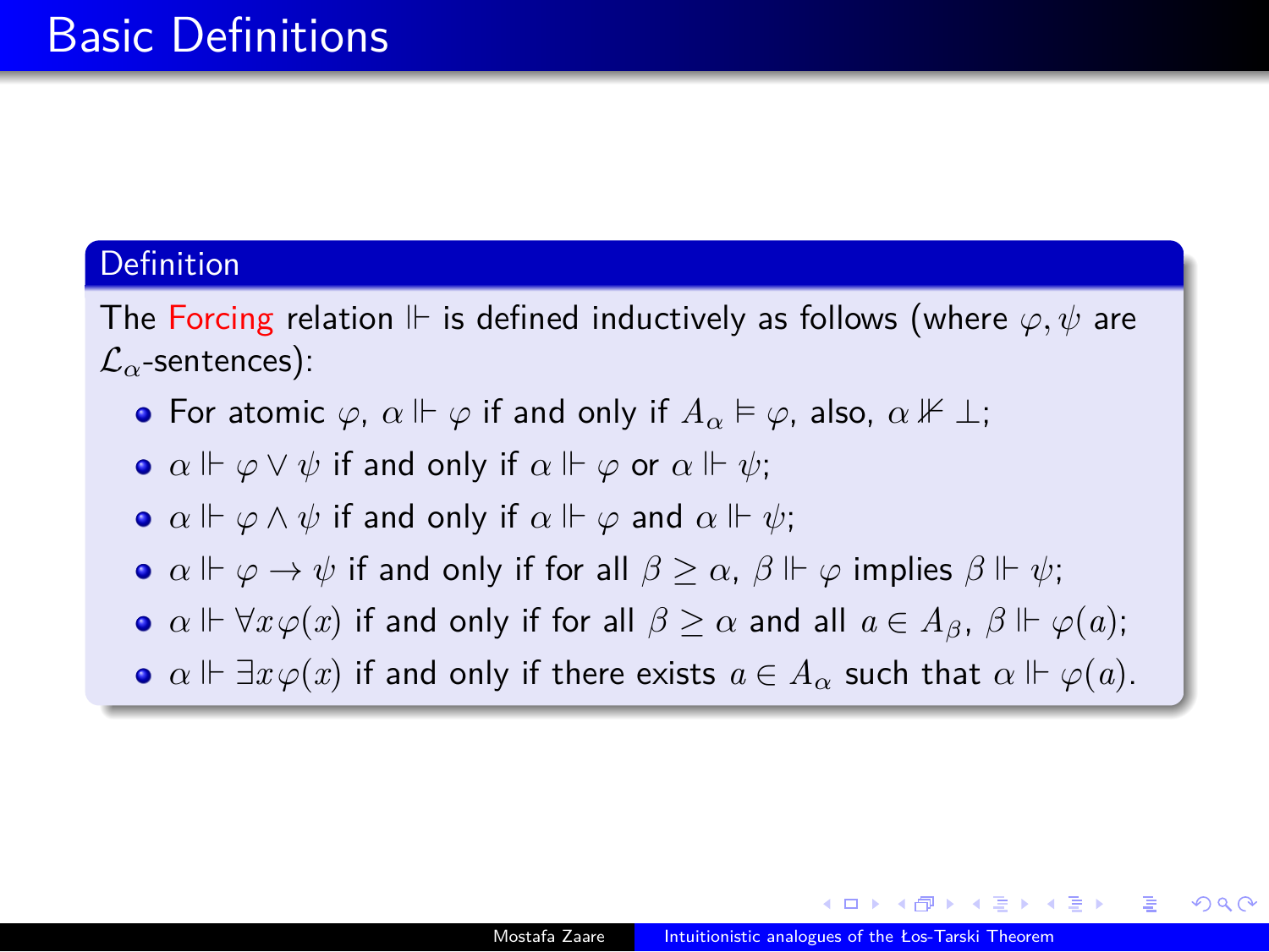# Basic Definitions

**Definition**

The Forcing relation $\Vdash$ is defined inductively as follows (where $\varphi, \psi$ are $\mathcal{L}_\alpha$-sentences):

- For atomic $\varphi$, $\alpha \Vdash \varphi$ if and only if $A_\alpha \vDash \varphi$, also, $\alpha \nVdash \bot$;
- $\alpha \Vdash \varphi \vee \psi$ if and only if $\alpha \Vdash \varphi$ or $\alpha \Vdash \psi$;
- $\alpha \Vdash \varphi \wedge \psi$ if and only if $\alpha \Vdash \varphi$ and $\alpha \Vdash \psi$;
- $\alpha \Vdash \varphi \to \psi$ if and only if for all $\beta \geq \alpha$, $\beta \Vdash \varphi$ implies $\beta \Vdash \psi$;
- $\alpha \Vdash \forall x \varphi(x)$ if and only if for all $\beta \geq \alpha$ and all $a \in A_\beta$, $\beta \Vdash \varphi(a)$;
- $\alpha \Vdash \exists x \varphi(x)$ if and only if there exists $a \in A_\alpha$ such that $\alpha \Vdash \varphi(a)$.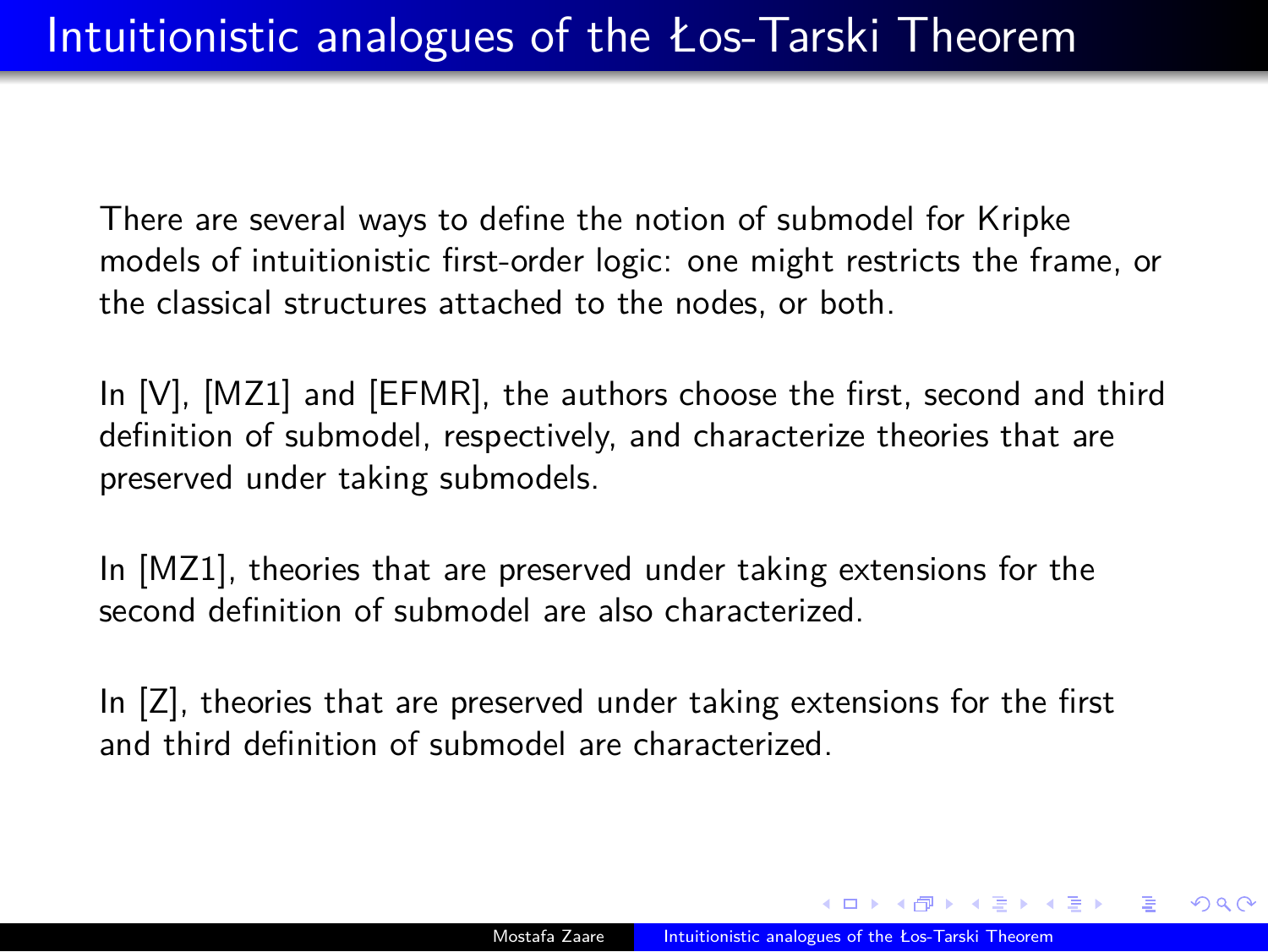# Intuitionistic analogues of the Łos-Tarski Theorem

There are several ways to define the notion of submodel for Kripke models of intuitionistic first-order logic: one might restricts the frame, or the classical structures attached to the nodes, or both.

In [V], [MZ1] and [EFMR], the authors choose the first, second and third definition of submodel, respectively, and characterize theories that are preserved under taking submodels.

In [MZ1], theories that are preserved under taking extensions for the second definition of submodel are also characterized.

In [Z], theories that are preserved under taking extensions for the first and third definition of submodel are characterized.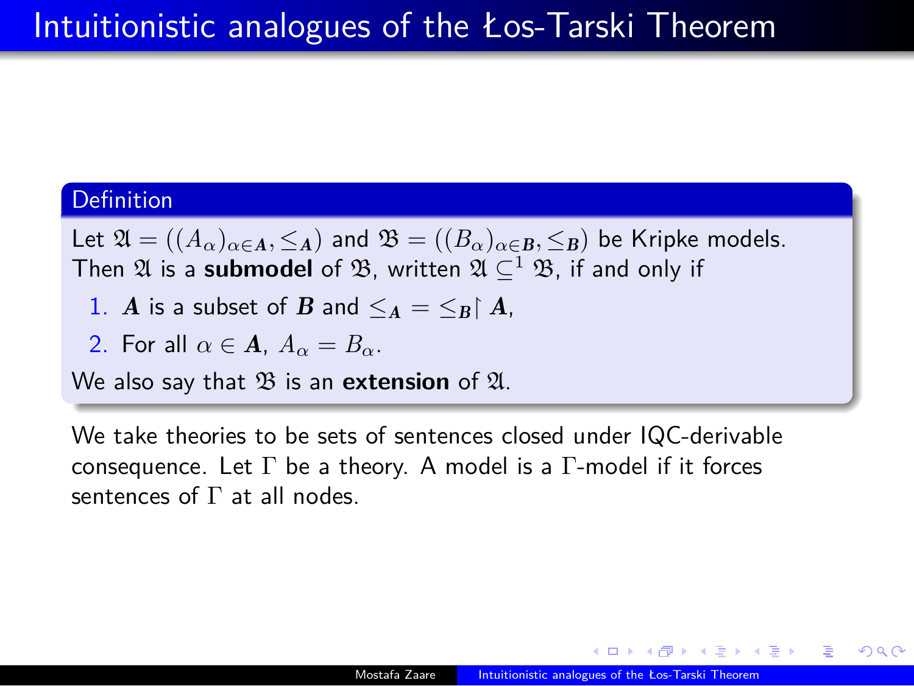# Intuitionistic analogues of the Łos-Tarski Theorem

**Definition**

Let $\mathfrak{A} = ((A_\alpha)_{\alpha \in \boldsymbol{A}}, \leq_{\boldsymbol{A}})$ and $\mathfrak{B} = ((B_\alpha)_{\alpha \in \boldsymbol{B}}, \leq_{\boldsymbol{B}})$ be Kripke models. Then $\mathfrak{A}$ is a **submodel** of $\mathfrak{B}$, written $\mathfrak{A} \subseteq^1 \mathfrak{B}$, if and only if

1. $\boldsymbol{A}$ is a subset of $\boldsymbol{B}$ and $\leq_{\boldsymbol{A}} = \leq_{\boldsymbol{B}} \restriction \boldsymbol{A}$,
2. For all $\alpha \in \boldsymbol{A}$, $A_\alpha = B_\alpha$.

We also say that $\mathfrak{B}$ is an **extension** of $\mathfrak{A}$.

We take theories to be sets of sentences closed under IQC-derivable consequence. Let $\Gamma$ be a theory. A model is a $\Gamma$-model if it forces sentences of $\Gamma$ at all nodes.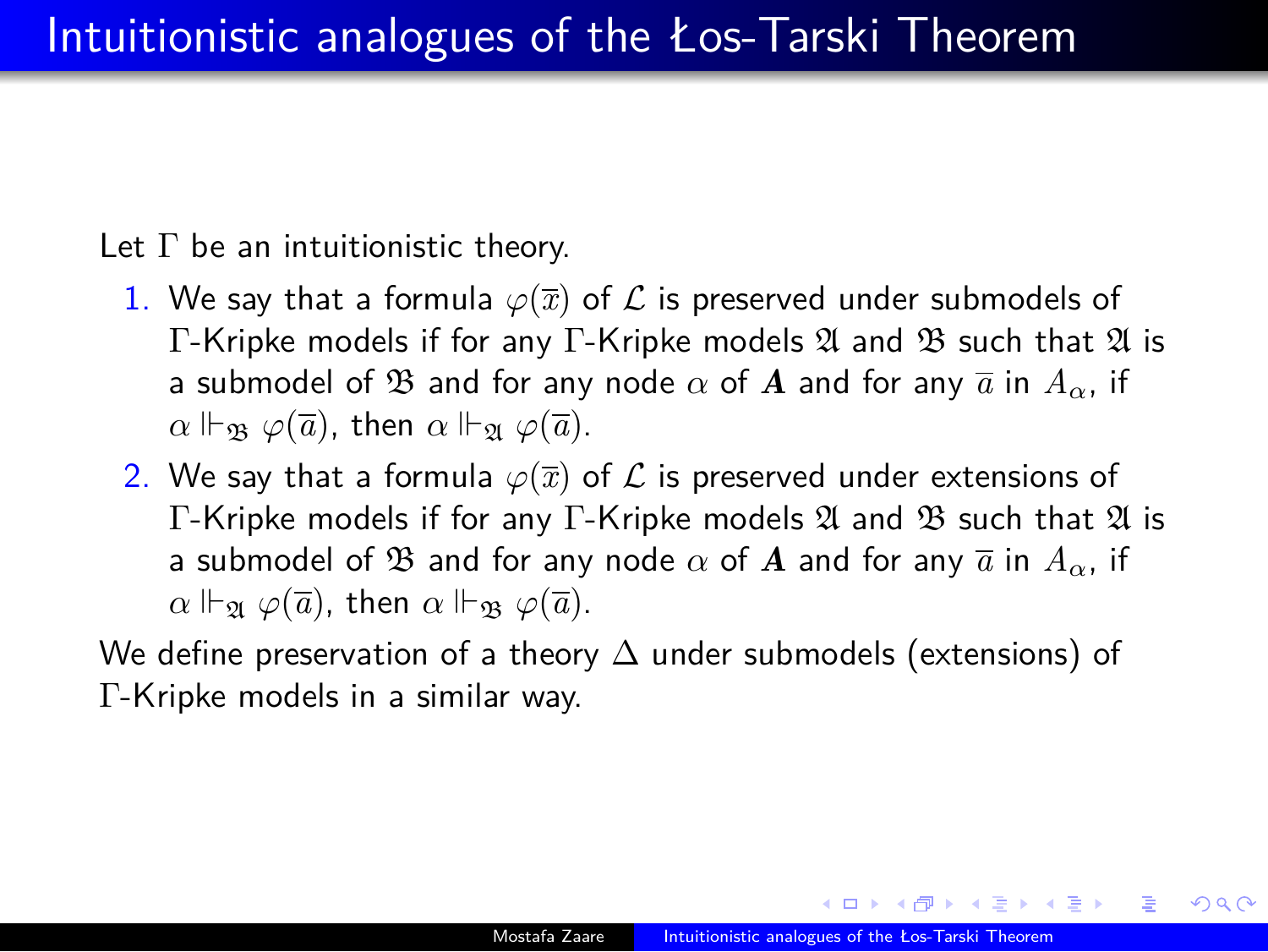# Intuitionistic analogues of the Łos-Tarski Theorem

Let $\Gamma$ be an intuitionistic theory.

1. We say that a formula $\varphi(\overline{x})$ of $\mathcal{L}$ is preserved under submodels of $\Gamma$-Kripke models if for any $\Gamma$-Kripke models $\mathfrak{A}$ and $\mathfrak{B}$ such that $\mathfrak{A}$ is a submodel of $\mathfrak{B}$ and for any node $\alpha$ of $\boldsymbol{A}$ and for any $\overline{a}$ in $A_\alpha$, if $\alpha \Vdash_{\mathfrak{B}} \varphi(\overline{a})$, then $\alpha \Vdash_{\mathfrak{A}} \varphi(\overline{a})$.
2. We say that a formula $\varphi(\overline{x})$ of $\mathcal{L}$ is preserved under extensions of $\Gamma$-Kripke models if for any $\Gamma$-Kripke models $\mathfrak{A}$ and $\mathfrak{B}$ such that $\mathfrak{A}$ is a submodel of $\mathfrak{B}$ and for any node $\alpha$ of $\boldsymbol{A}$ and for any $\overline{a}$ in $A_\alpha$, if $\alpha \Vdash_{\mathfrak{A}} \varphi(\overline{a})$, then $\alpha \Vdash_{\mathfrak{B}} \varphi(\overline{a})$.

We define preservation of a theory $\Delta$ under submodels (extensions) of $\Gamma$-Kripke models in a similar way.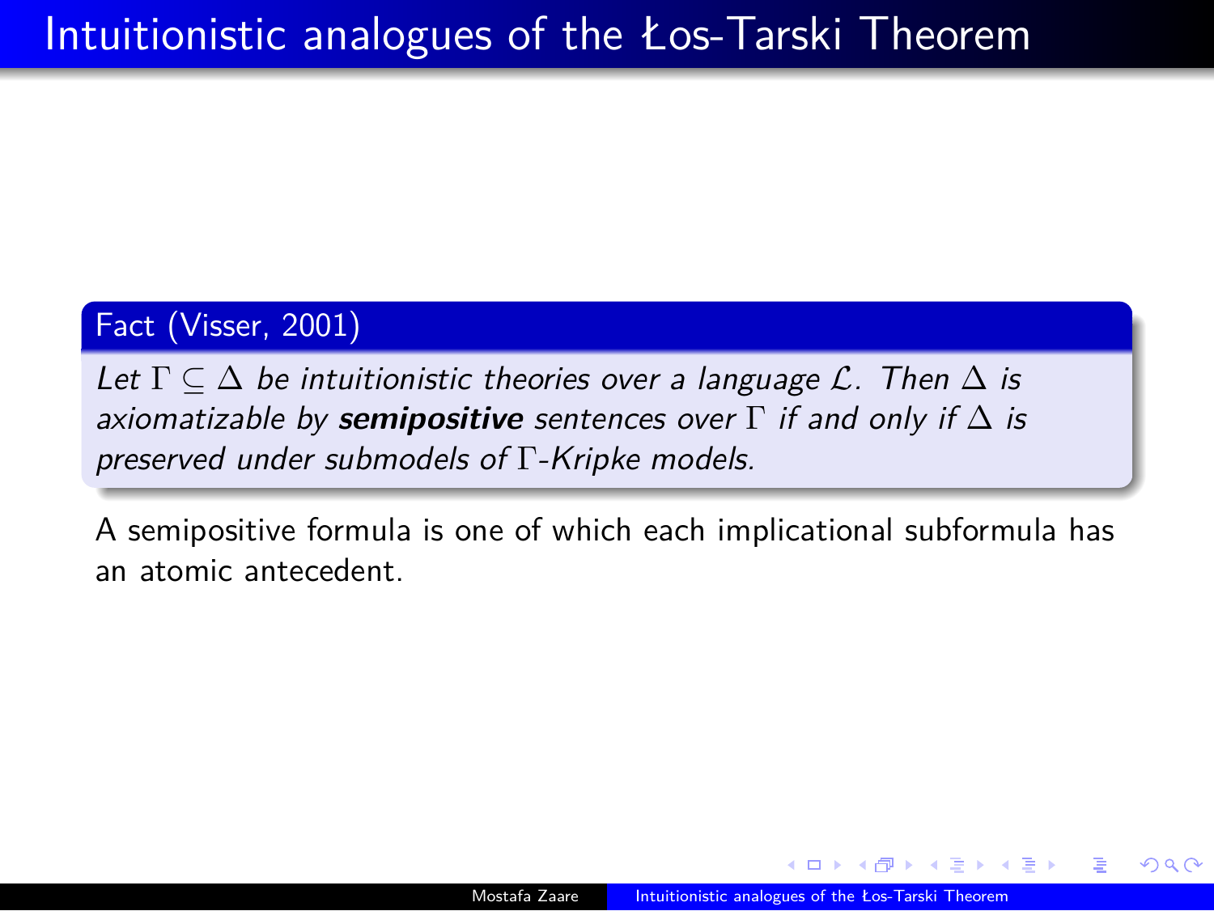# Intuitionistic analogues of the Łos-Tarski Theorem

**Fact (Visser, 2001)**

*Let $\Gamma \subseteq \Delta$ be intuitionistic theories over a language $\mathcal{L}$. Then $\Delta$ is axiomatizable by* ***semipositive*** *sentences over $\Gamma$ if and only if $\Delta$ is preserved under submodels of $\Gamma$-Kripke models.*

A semipositive formula is one of which each implicational subformula has an atomic antecedent.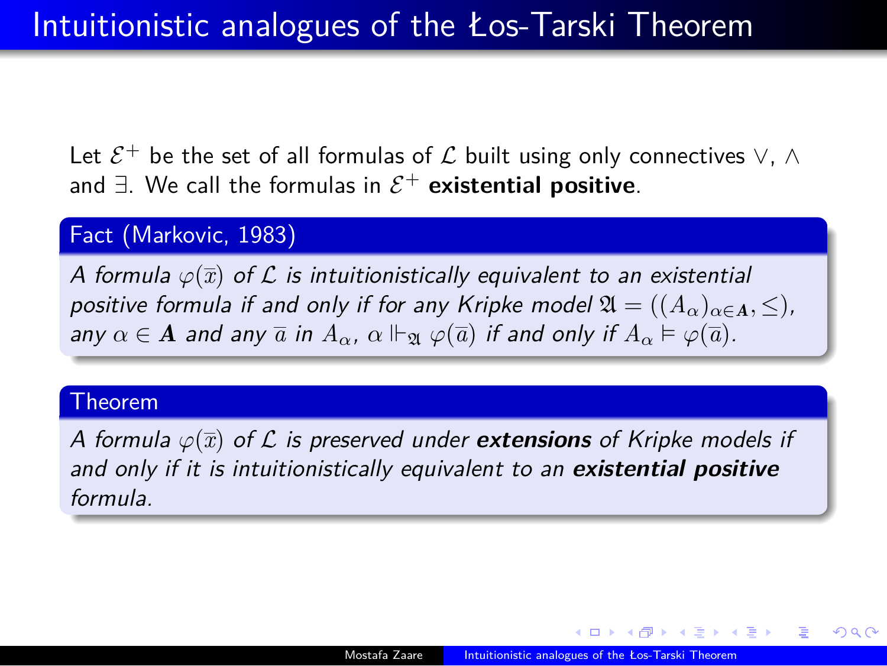# Intuitionistic analogues of the Łos-Tarski Theorem

Let $\mathcal{E}^+$ be the set of all formulas of $\mathcal{L}$ built using only connectives $\vee$, $\wedge$ and $\exists$. We call the formulas in $\mathcal{E}^+$ **existential positive**.

### Fact (Markovic, 1983)

*A formula $\varphi(\overline{x})$ of $\mathcal{L}$ is intuitionistically equivalent to an existential positive formula if and only if for any Kripke model $\mathfrak{A} = ((A_\alpha)_{\alpha \in \boldsymbol{A}}, \leq)$, any $\alpha \in \boldsymbol{A}$ and any $\overline{a}$ in $A_\alpha$, $\alpha \Vdash_{\mathfrak{A}} \varphi(\overline{a})$ if and only if $A_\alpha \vDash \varphi(\overline{a})$.*

### Theorem

*A formula $\varphi(\overline{x})$ of $\mathcal{L}$ is preserved under* ***extensions*** *of Kripke models if and only if it is intuitionistically equivalent to an* ***existential positive*** *formula.*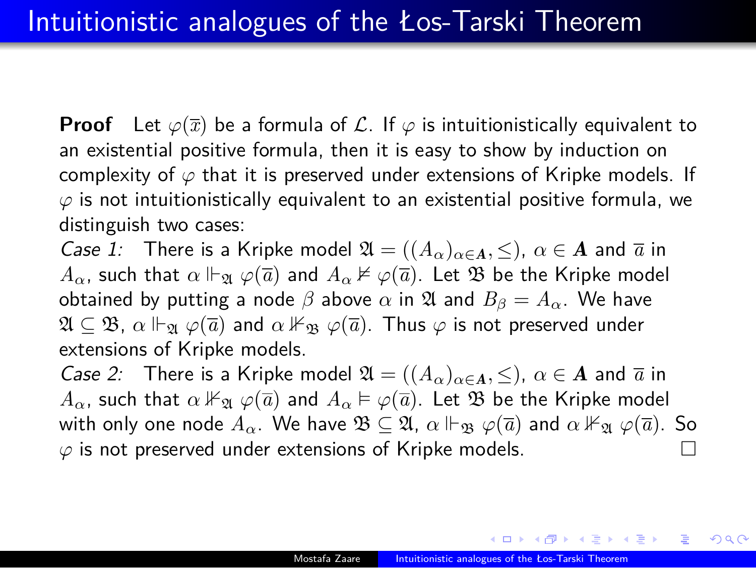# Intuitionistic analogues of the Łos-Tarski Theorem

**Proof** Let $\varphi(\overline{x})$ be a formula of $\mathcal{L}$. If $\varphi$ is intuitionistically equivalent to an existential positive formula, then it is easy to show by induction on complexity of $\varphi$ that it is preserved under extensions of Kripke models. If $\varphi$ is not intuitionistically equivalent to an existential positive formula, we distinguish two cases:

*Case 1:* There is a Kripke model $\mathfrak{A} = ((A_\alpha)_{\alpha \in \boldsymbol{A}}, \leq)$, $\alpha \in \boldsymbol{A}$ and $\overline{a}$ in $A_\alpha$, such that $\alpha \Vdash_{\mathfrak{A}} \varphi(\overline{a})$ and $A_\alpha \nvDash \varphi(\overline{a})$. Let $\mathfrak{B}$ be the Kripke model obtained by putting a node $\beta$ above $\alpha$ in $\mathfrak{A}$ and $B_\beta = A_\alpha$. We have $\mathfrak{A} \subseteq \mathfrak{B}$, $\alpha \Vdash_{\mathfrak{A}} \varphi(\overline{a})$ and $\alpha \nVdash_{\mathfrak{B}} \varphi(\overline{a})$. Thus $\varphi$ is not preserved under extensions of Kripke models.

*Case 2:* There is a Kripke model $\mathfrak{A} = ((A_\alpha)_{\alpha \in \boldsymbol{A}}, \leq)$, $\alpha \in \boldsymbol{A}$ and $\overline{a}$ in $A_\alpha$, such that $\alpha \nVdash_{\mathfrak{A}} \varphi(\overline{a})$ and $A_\alpha \vDash \varphi(\overline{a})$. Let $\mathfrak{B}$ be the Kripke model with only one node $A_\alpha$. We have $\mathfrak{B} \subseteq \mathfrak{A}$, $\alpha \Vdash_{\mathfrak{B}} \varphi(\overline{a})$ and $\alpha \nVdash_{\mathfrak{A}} \varphi(\overline{a})$. So $\varphi$ is not preserved under extensions of Kripke models. □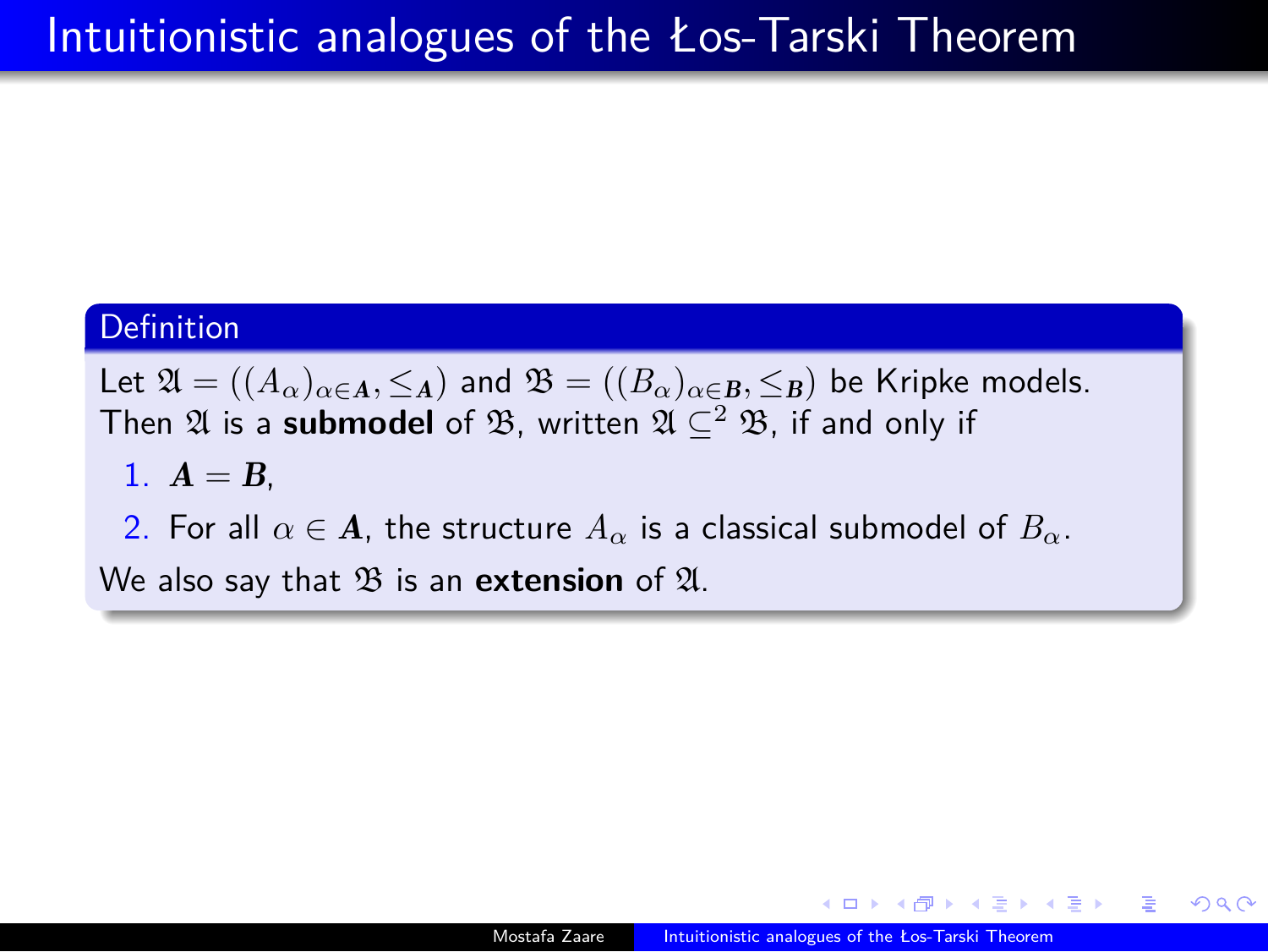# Intuitionistic analogues of the Łos-Tarski Theorem

**Definition**

Let $\mathfrak{A} = ((A_\alpha)_{\alpha \in \boldsymbol{A}}, \leq_{\boldsymbol{A}})$ and $\mathfrak{B} = ((B_\alpha)_{\alpha \in \boldsymbol{B}}, \leq_{\boldsymbol{B}})$ be Kripke models. Then $\mathfrak{A}$ is a **submodel** of $\mathfrak{B}$, written $\mathfrak{A} \subseteq^2 \mathfrak{B}$, if and only if

1. $\boldsymbol{A} = \boldsymbol{B}$,
2. For all $\alpha \in \boldsymbol{A}$, the structure $A_\alpha$ is a classical submodel of $B_\alpha$.

We also say that $\mathfrak{B}$ is an **extension** of $\mathfrak{A}$.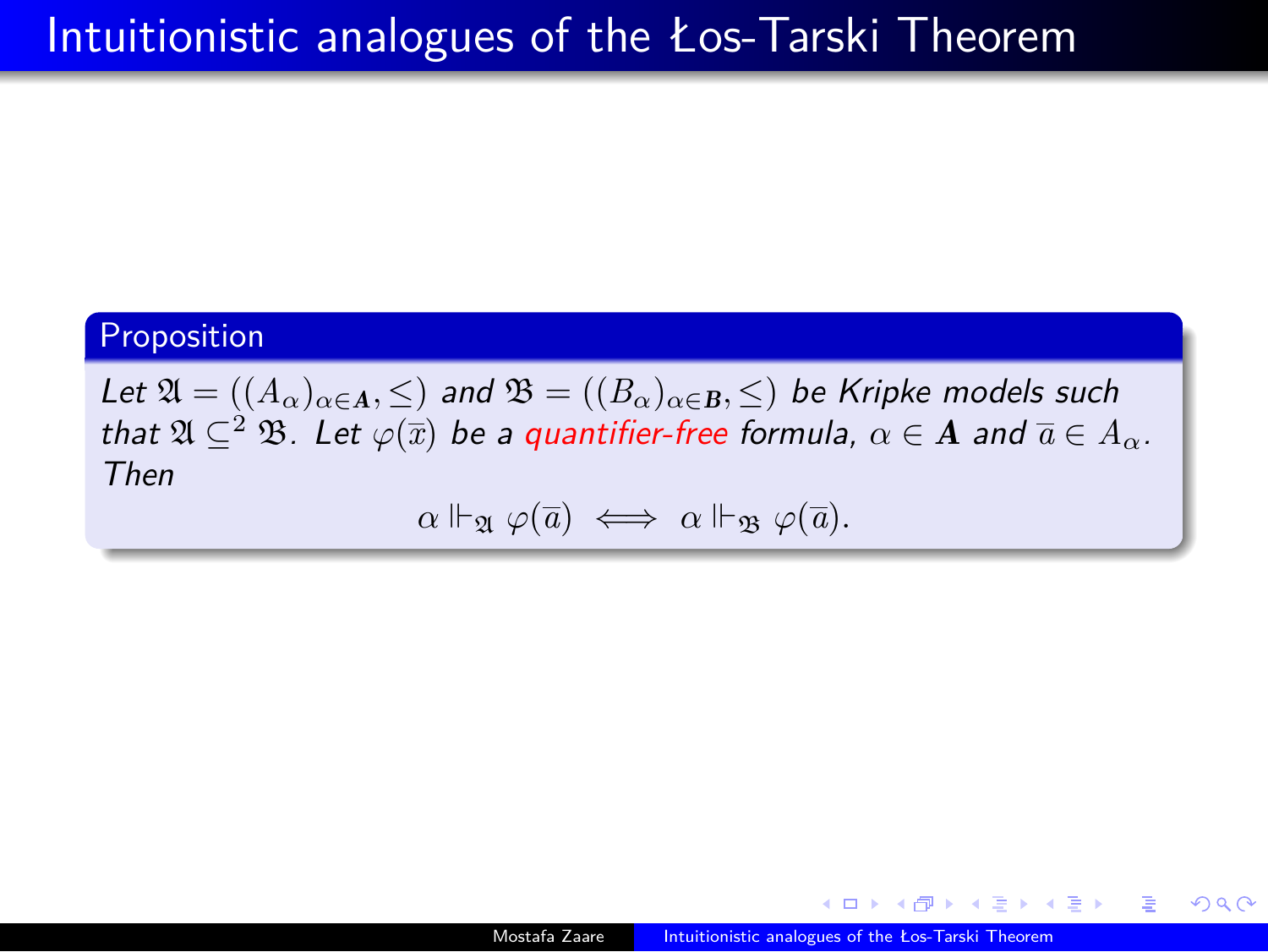# Intuitionistic analogues of the Łos-Tarski Theorem

**Proposition**

*Let $\mathfrak{A} = ((A_\alpha)_{\alpha \in \boldsymbol{A}}, \leq)$ and $\mathfrak{B} = ((B_\alpha)_{\alpha \in \boldsymbol{B}}, \leq)$ be Kripke models such that $\mathfrak{A} \subseteq^2 \mathfrak{B}$. Let $\varphi(\overline{x})$ be a quantifier-free formula, $\alpha \in \boldsymbol{A}$ and $\overline{a} \in A_\alpha$. Then*

$$\alpha \Vdash_{\mathfrak{A}} \varphi(\overline{a}) \iff \alpha \Vdash_{\mathfrak{B}} \varphi(\overline{a}).$$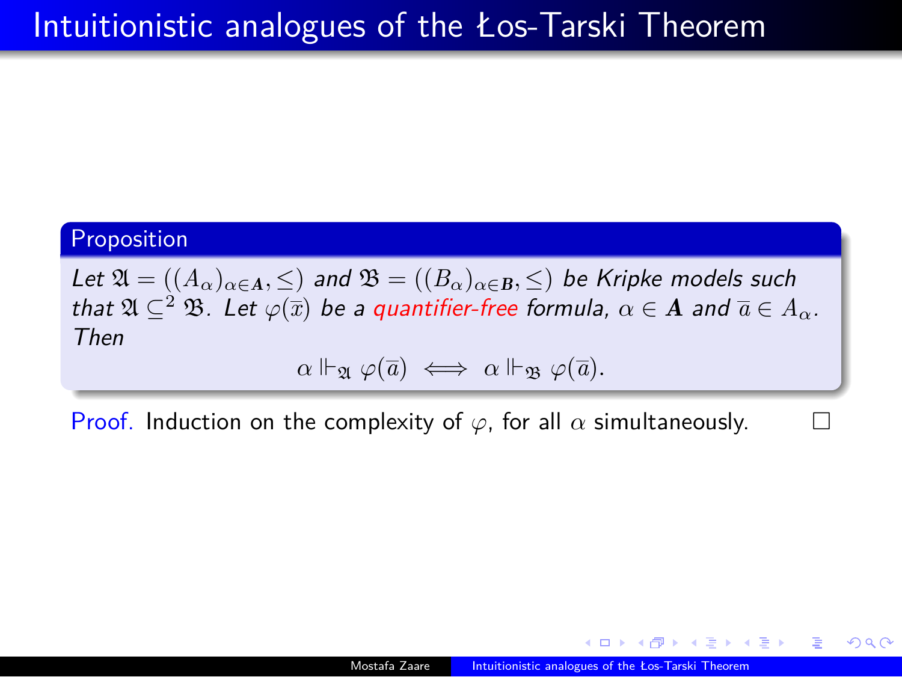# Intuitionistic analogues of the Łos-Tarski Theorem

**Proposition**

*Let $\mathfrak{A} = ((A_\alpha)_{\alpha \in \boldsymbol{A}}, \leq)$ and $\mathfrak{B} = ((B_\alpha)_{\alpha \in \boldsymbol{B}}, \leq)$ be Kripke models such that $\mathfrak{A} \subseteq^2 \mathfrak{B}$. Let $\varphi(\overline{x})$ be a quantifier-free formula, $\alpha \in \boldsymbol{A}$ and $\overline{a} \in A_\alpha$. Then*

$$\alpha \Vdash_{\mathfrak{A}} \varphi(\overline{a}) \iff \alpha \Vdash_{\mathfrak{B}} \varphi(\overline{a}).$$

Proof. Induction on the complexity of $\varphi$, for all $\alpha$ simultaneously. □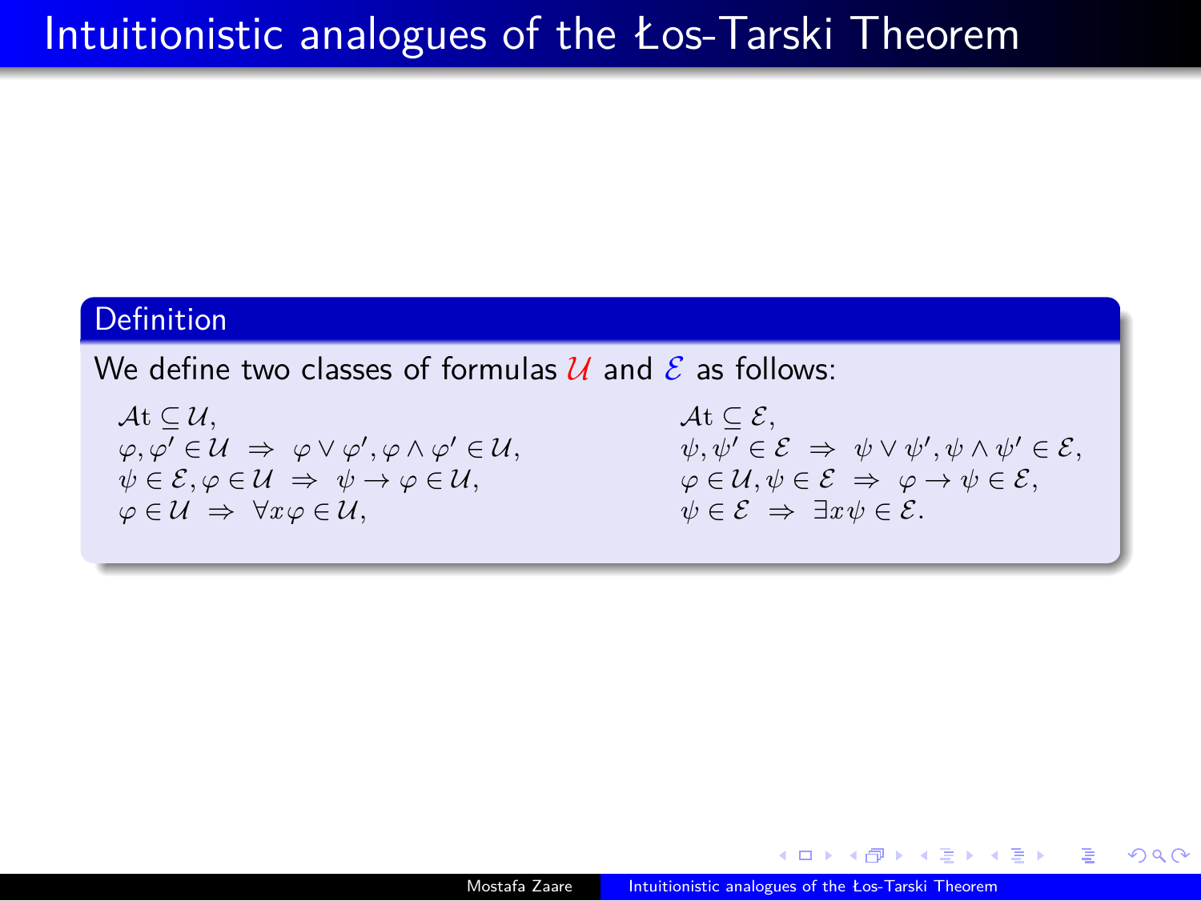# Intuitionistic analogues of the Łos-Tarski Theorem

**Definition**

We define two classes of formulas $\mathcal{U}$ and $\mathcal{E}$ as follows:

$\mathcal{A}\mathrm{t} \subseteq \mathcal{U}$,
$\varphi, \varphi' \in \mathcal{U} \;\Rightarrow\; \varphi \vee \varphi', \varphi \wedge \varphi' \in \mathcal{U}$,
$\psi \in \mathcal{E}, \varphi \in \mathcal{U} \;\Rightarrow\; \psi \to \varphi \in \mathcal{U}$,
$\varphi \in \mathcal{U} \;\Rightarrow\; \forall x \varphi \in \mathcal{U}$,

$\mathcal{A}\mathrm{t} \subseteq \mathcal{E}$,
$\psi, \psi' \in \mathcal{E} \;\Rightarrow\; \psi \vee \psi', \psi \wedge \psi' \in \mathcal{E}$,
$\varphi \in \mathcal{U}, \psi \in \mathcal{E} \;\Rightarrow\; \varphi \to \psi \in \mathcal{E}$,
$\psi \in \mathcal{E} \;\Rightarrow\; \exists x \psi \in \mathcal{E}$.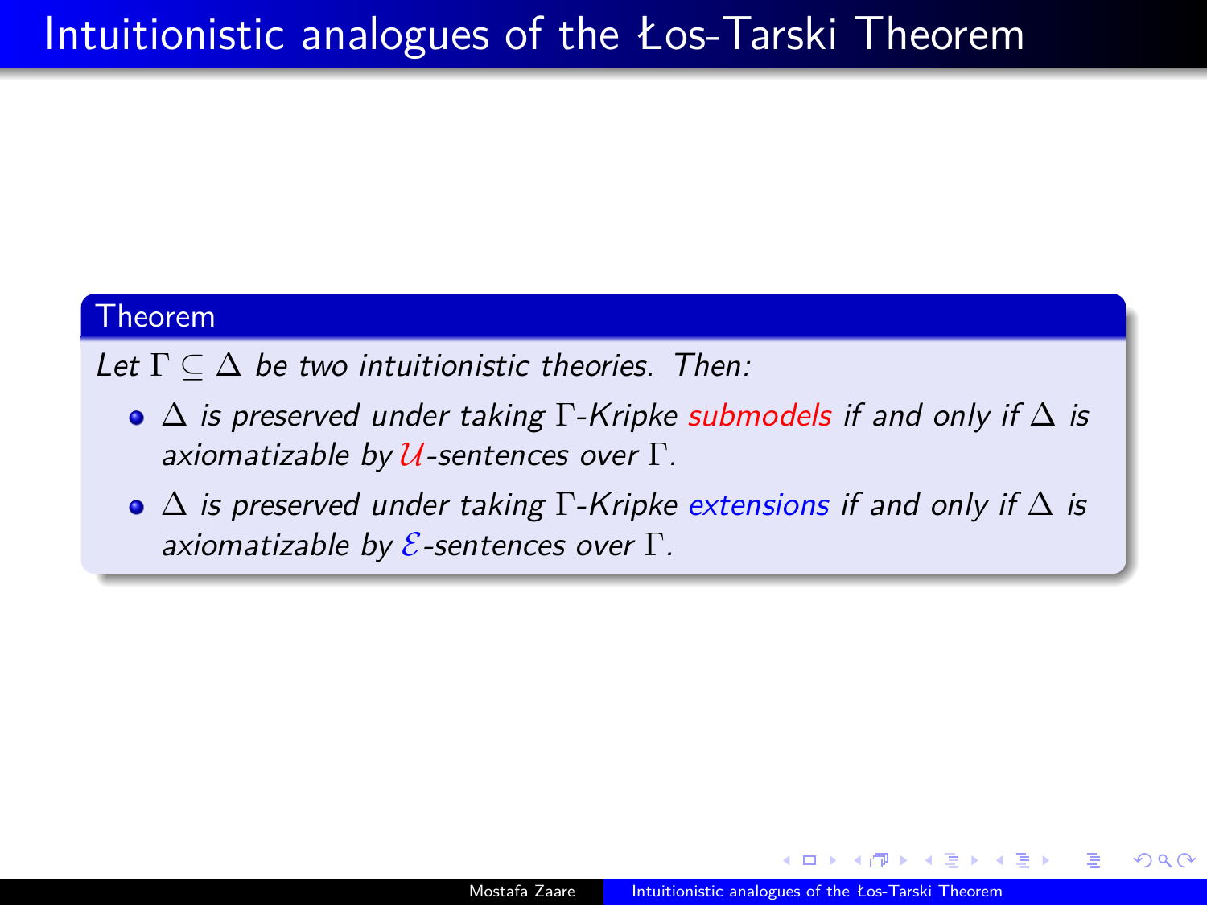# Intuitionistic analogues of the Łos-Tarski Theorem

**Theorem**

*Let $\Gamma \subseteq \Delta$ be two intuitionistic theories. Then:*

- *$\Delta$ is preserved under taking $\Gamma$-Kripke submodels if and only if $\Delta$ is axiomatizable by $\mathcal{U}$-sentences over $\Gamma$.*
- *$\Delta$ is preserved under taking $\Gamma$-Kripke extensions if and only if $\Delta$ is axiomatizable by $\mathcal{E}$-sentences over $\Gamma$.*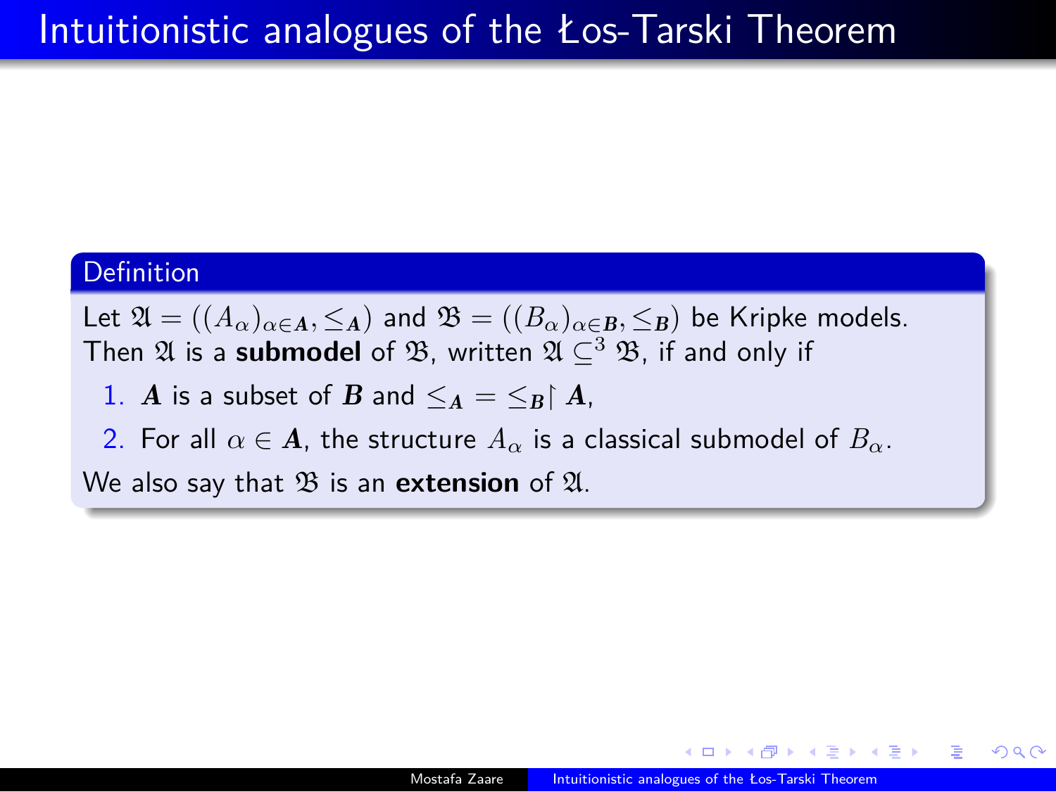# Intuitionistic analogues of the Łos-Tarski Theorem

**Definition**

Let $\mathfrak{A} = ((A_\alpha)_{\alpha \in \boldsymbol{A}}, \leq_{\boldsymbol{A}})$ and $\mathfrak{B} = ((B_\alpha)_{\alpha \in \boldsymbol{B}}, \leq_{\boldsymbol{B}})$ be Kripke models. Then $\mathfrak{A}$ is a **submodel** of $\mathfrak{B}$, written $\mathfrak{A} \subseteq^3 \mathfrak{B}$, if and only if

1. $\boldsymbol{A}$ is a subset of $\boldsymbol{B}$ and $\leq_{\boldsymbol{A}} = \leq_{\boldsymbol{B}} \restriction \boldsymbol{A}$,
2. For all $\alpha \in \boldsymbol{A}$, the structure $A_\alpha$ is a classical submodel of $B_\alpha$.

We also say that $\mathfrak{B}$ is an **extension** of $\mathfrak{A}$.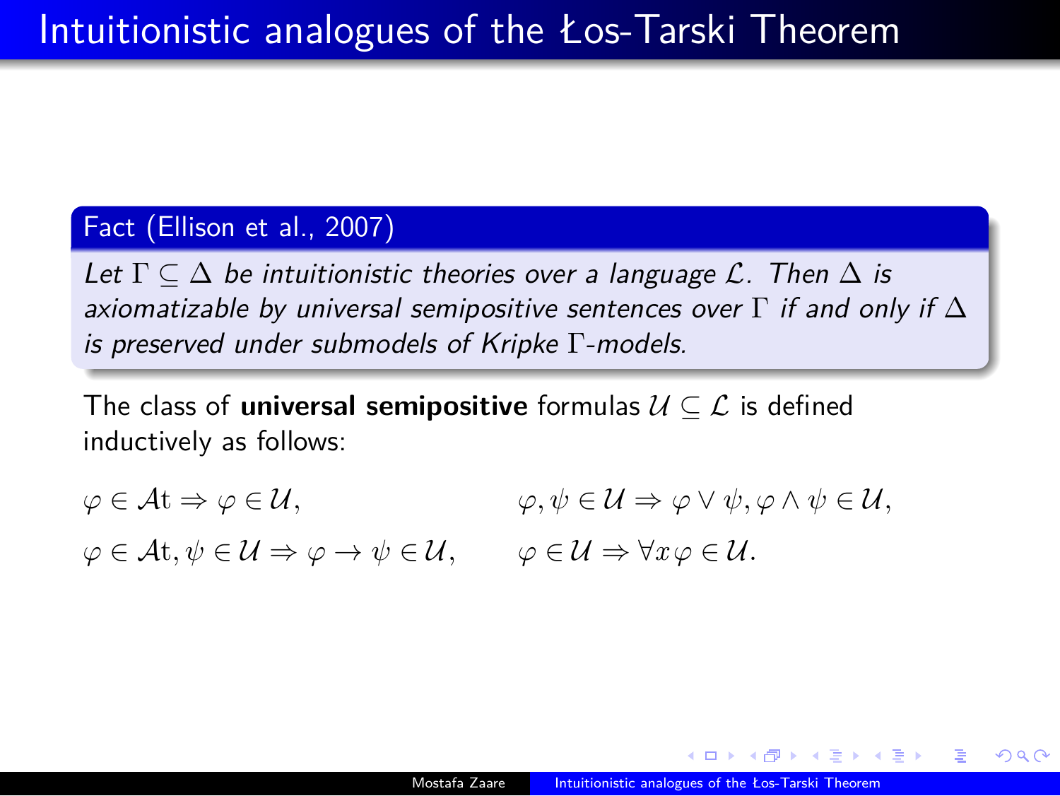# Intuitionistic analogues of the Łos-Tarski Theorem

**Fact (Ellison et al., 2007)**

*Let $\Gamma \subseteq \Delta$ be intuitionistic theories over a language $\mathcal{L}$. Then $\Delta$ is axiomatizable by universal semipositive sentences over $\Gamma$ if and only if $\Delta$ is preserved under submodels of Kripke $\Gamma$-models.*

The class of **universal semipositive** formulas $\mathcal{U} \subseteq \mathcal{L}$ is defined inductively as follows:

$\varphi \in \mathcal{A}\mathrm{t} \Rightarrow \varphi \in \mathcal{U}$,

$\varphi, \psi \in \mathcal{U} \Rightarrow \varphi \vee \psi, \varphi \wedge \psi \in \mathcal{U}$,

$\varphi \in \mathcal{A}\mathrm{t}, \psi \in \mathcal{U} \Rightarrow \varphi \to \psi \in \mathcal{U}$,

$\varphi \in \mathcal{U} \Rightarrow \forall x \varphi \in \mathcal{U}$.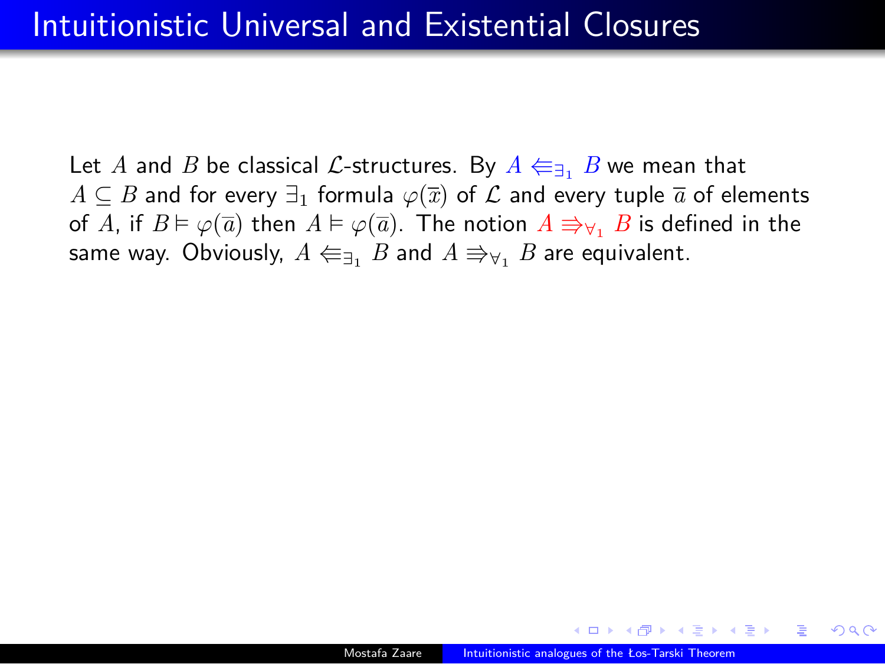# Intuitionistic Universal and Existential Closures

Let $A$ and $B$ be classical $\mathcal{L}$-structures. By $A \Lleftarrow_{\exists_1} B$ we mean that $A \subseteq B$ and for every $\exists_1$ formula $\varphi(\overline{x})$ of $\mathcal{L}$ and every tuple $\overline{a}$ of elements of $A$, if $B \vDash \varphi(\overline{a})$ then $A \vDash \varphi(\overline{a})$. The notion $A \Rrightarrow_{\forall_1} B$ is defined in the same way. Obviously, $A \Lleftarrow_{\exists_1} B$ and $A \Rrightarrow_{\forall_1} B$ are equivalent.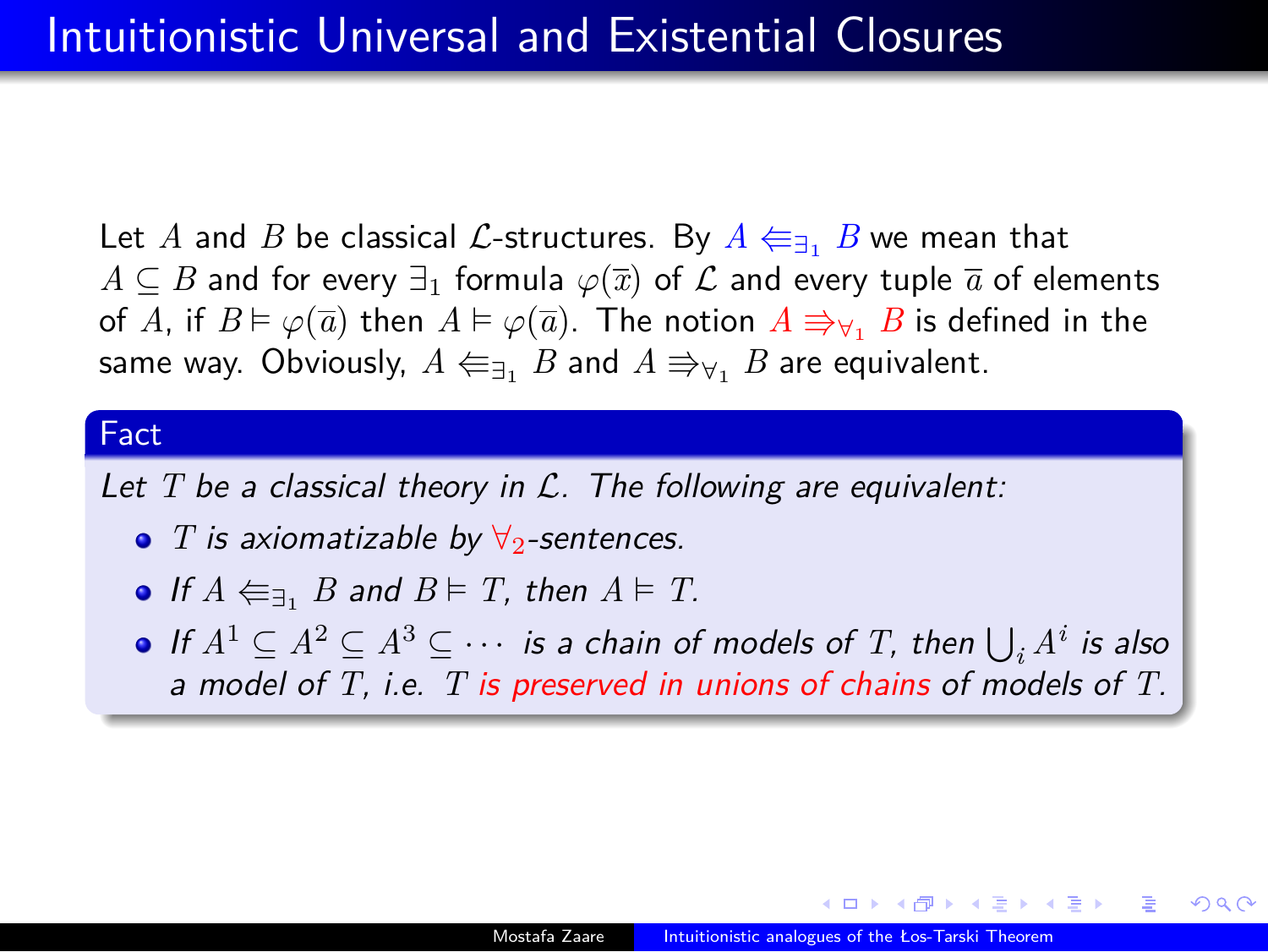# Intuitionistic Universal and Existential Closures

Let $A$ and $B$ be classical $\mathcal{L}$-structures. By $A \Lleftarrow_{\exists_1} B$ we mean that $A \subseteq B$ and for every $\exists_1$ formula $\varphi(\overline{x})$ of $\mathcal{L}$ and every tuple $\overline{a}$ of elements of $A$, if $B \vDash \varphi(\overline{a})$ then $A \vDash \varphi(\overline{a})$. The notion $A \Rrightarrow_{\forall_1} B$ is defined in the same way. Obviously, $A \Lleftarrow_{\exists_1} B$ and $A \Rrightarrow_{\forall_1} B$ are equivalent.

**Fact**

*Let $T$ be a classical theory in $\mathcal{L}$. The following are equivalent:*

- *$T$ is axiomatizable by $\forall_2$-sentences.*
- *If $A \Lleftarrow_{\exists_1} B$ and $B \vDash T$, then $A \vDash T$.*
- *If $A^1 \subseteq A^2 \subseteq A^3 \subseteq \cdots$ is a chain of models of $T$, then $\bigcup_i A^i$ is also a model of $T$, i.e. $T$ is preserved in unions of chains of models of $T$.*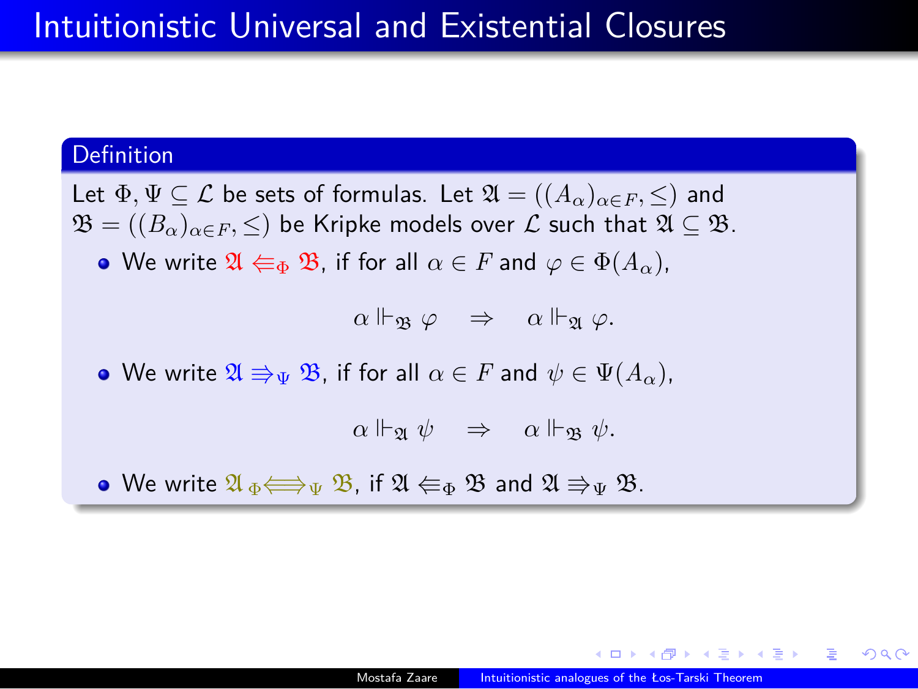# Intuitionistic Universal and Existential Closures

**Definition**

Let $\Phi, \Psi \subseteq \mathcal{L}$ be sets of formulas. Let $\mathfrak{A} = ((A_\alpha)_{\alpha \in F}, \leq)$ and $\mathfrak{B} = ((B_\alpha)_{\alpha \in F}, \leq)$ be Kripke models over $\mathcal{L}$ such that $\mathfrak{A} \subseteq \mathfrak{B}$.

- We write $\mathfrak{A} \Lleftarrow_\Phi \mathfrak{B}$, if for all $\alpha \in F$ and $\varphi \in \Phi(A_\alpha)$,

$$\alpha \Vdash_{\mathfrak{B}} \varphi \quad \Rightarrow \quad \alpha \Vdash_{\mathfrak{A}} \varphi.$$

- We write $\mathfrak{A} \Rrightarrow_\Psi \mathfrak{B}$, if for all $\alpha \in F$ and $\psi \in \Psi(A_\alpha)$,

$$\alpha \Vdash_{\mathfrak{A}} \psi \quad \Rightarrow \quad \alpha \Vdash_{\mathfrak{B}} \psi.$$

- We write $\mathfrak{A} \;{}_\Phi\!\!\Lleftarrow\!\!\Rrightarrow_\Psi \mathfrak{B}$, if $\mathfrak{A} \Lleftarrow_\Phi \mathfrak{B}$ and $\mathfrak{A} \Rrightarrow_\Psi \mathfrak{B}$.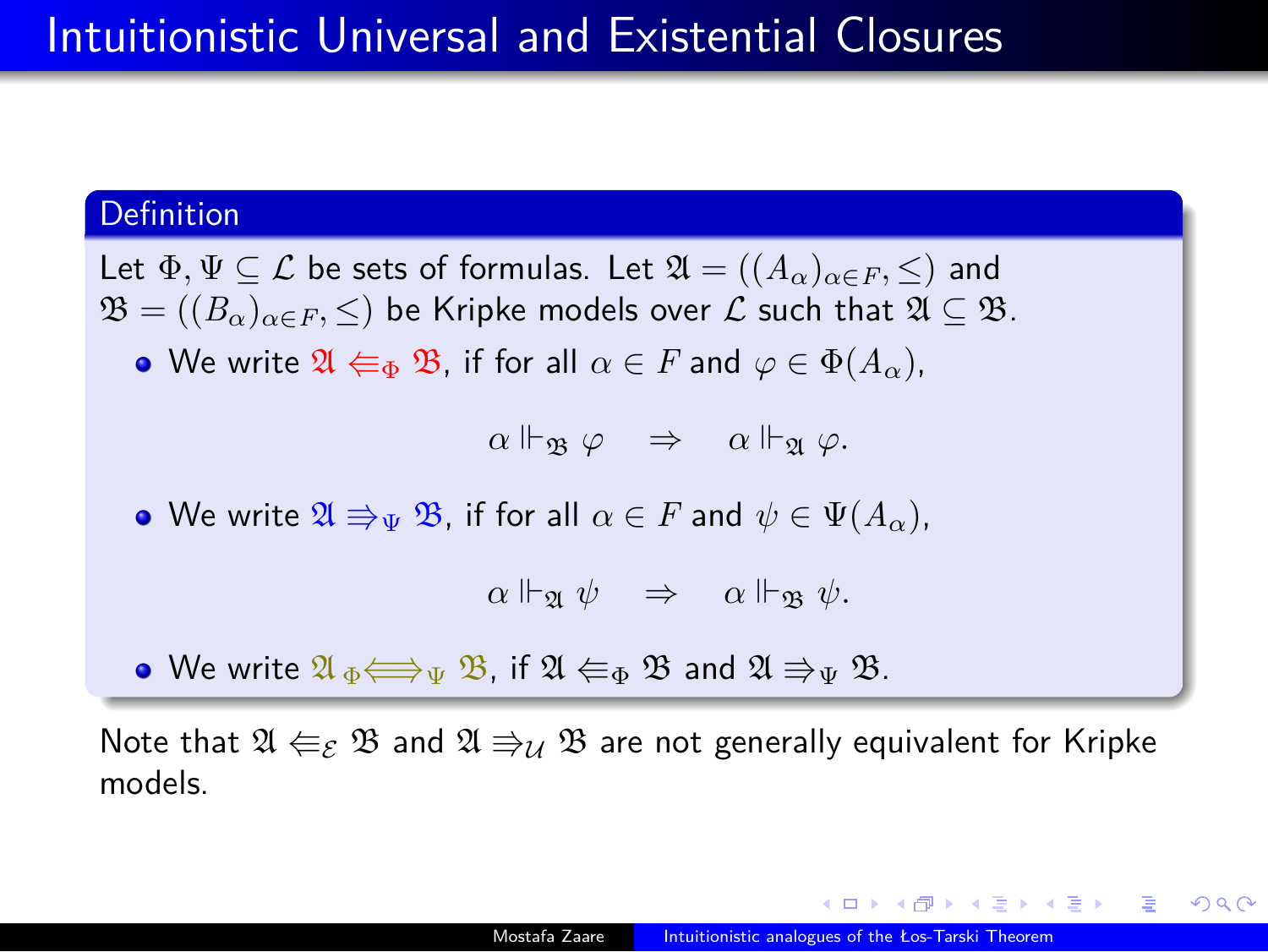# Intuitionistic Universal and Existential Closures

**Definition**

Let $\Phi, \Psi \subseteq \mathcal{L}$ be sets of formulas. Let $\mathfrak{A} = ((A_\alpha)_{\alpha \in F}, \leq)$ and $\mathfrak{B} = ((B_\alpha)_{\alpha \in F}, \leq)$ be Kripke models over $\mathcal{L}$ such that $\mathfrak{A} \subseteq \mathfrak{B}$.

- We write $\mathfrak{A} \Lleftarrow_\Phi \mathfrak{B}$, if for all $\alpha \in F$ and $\varphi \in \Phi(A_\alpha)$,

$$\alpha \Vdash_{\mathfrak{B}} \varphi \quad \Rightarrow \quad \alpha \Vdash_{\mathfrak{A}} \varphi.$$

- We write $\mathfrak{A} \Rrightarrow_\Psi \mathfrak{B}$, if for all $\alpha \in F$ and $\psi \in \Psi(A_\alpha)$,

$$\alpha \Vdash_{\mathfrak{A}} \psi \quad \Rightarrow \quad \alpha \Vdash_{\mathfrak{B}} \psi.$$

- We write $\mathfrak{A} \;{}_\Phi\!\Longleftrightarrow_\Psi \mathfrak{B}$, if $\mathfrak{A} \Lleftarrow_\Phi \mathfrak{B}$ and $\mathfrak{A} \Rrightarrow_\Psi \mathfrak{B}$.

Note that $\mathfrak{A} \Lleftarrow_\mathcal{E} \mathfrak{B}$ and $\mathfrak{A} \Rrightarrow_\mathcal{U} \mathfrak{B}$ are not generally equivalent for Kripke models.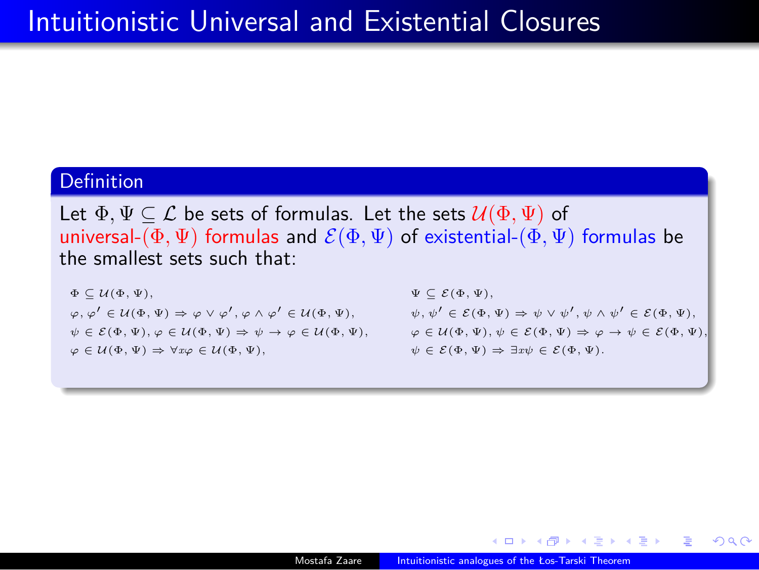# Intuitionistic Universal and Existential Closures

**Definition**

Let $\Phi, \Psi \subseteq \mathcal{L}$ be sets of formulas. Let the sets $\mathcal{U}(\Phi, \Psi)$ of universal-$(\Phi, \Psi)$ formulas and $\mathcal{E}(\Phi, \Psi)$ of existential-$(\Phi, \Psi)$ formulas be the smallest sets such that:

$\Phi \subseteq \mathcal{U}(\Phi, \Psi)$,

$\varphi, \varphi' \in \mathcal{U}(\Phi, \Psi) \Rightarrow \varphi \vee \varphi', \varphi \wedge \varphi' \in \mathcal{U}(\Phi, \Psi)$,

$\psi \in \mathcal{E}(\Phi, \Psi), \varphi \in \mathcal{U}(\Phi, \Psi) \Rightarrow \psi \to \varphi \in \mathcal{U}(\Phi, \Psi)$,

$\varphi \in \mathcal{U}(\Phi, \Psi) \Rightarrow \forall x \varphi \in \mathcal{U}(\Phi, \Psi)$,

$\Psi \subseteq \mathcal{E}(\Phi, \Psi)$,

$\psi, \psi' \in \mathcal{E}(\Phi, \Psi) \Rightarrow \psi \vee \psi', \psi \wedge \psi' \in \mathcal{E}(\Phi, \Psi)$,

$\varphi \in \mathcal{U}(\Phi, \Psi), \psi \in \mathcal{E}(\Phi, \Psi) \Rightarrow \varphi \to \psi \in \mathcal{E}(\Phi, \Psi)$,

$\psi \in \mathcal{E}(\Phi, \Psi) \Rightarrow \exists x \psi \in \mathcal{E}(\Phi, \Psi)$.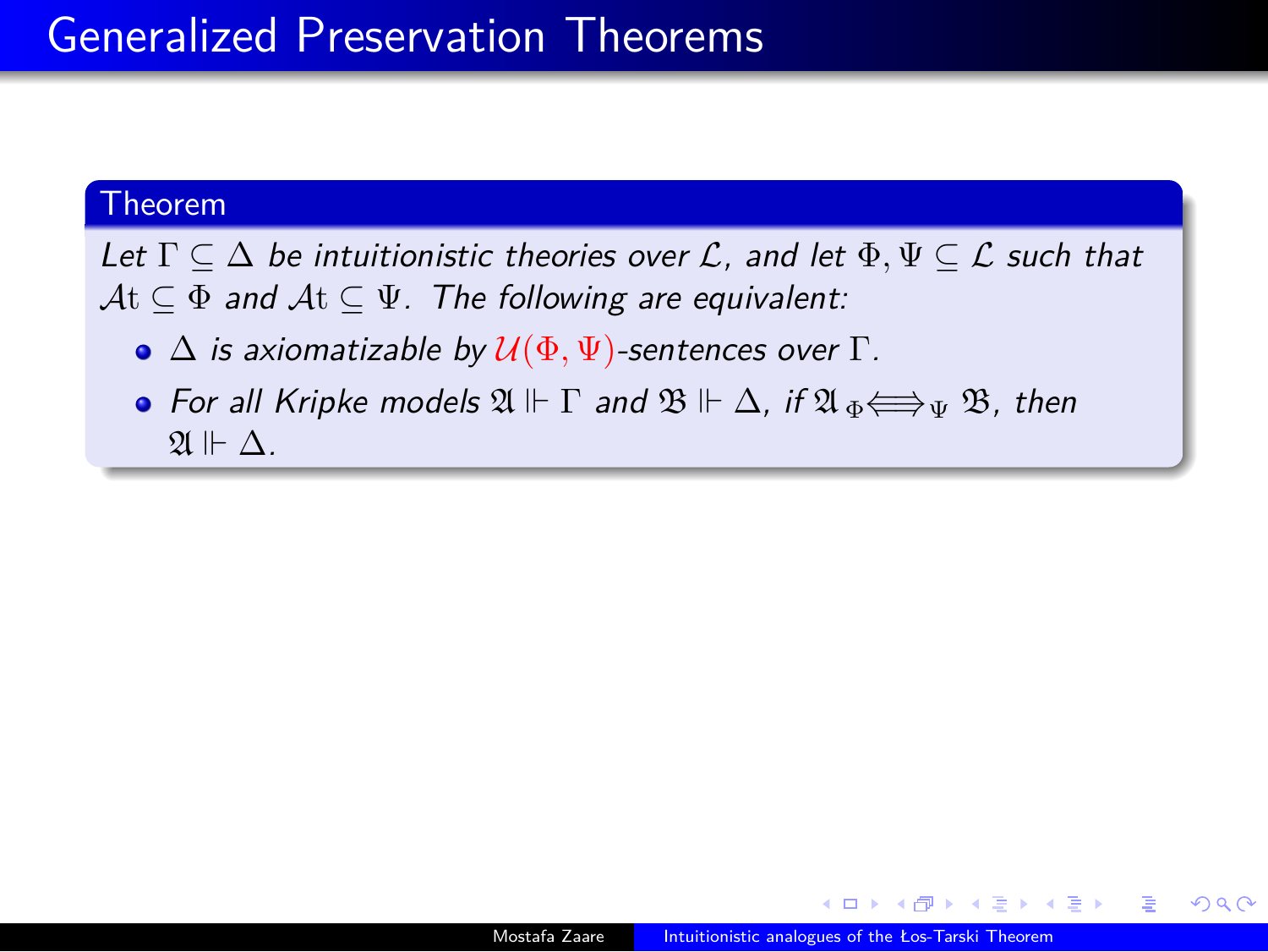# Generalized Preservation Theorems

**Theorem**

*Let $\Gamma \subseteq \Delta$ be intuitionistic theories over $\mathcal{L}$, and let $\Phi, \Psi \subseteq \mathcal{L}$ such that $\mathcal{A}\mathrm{t} \subseteq \Phi$ and $\mathcal{A}\mathrm{t} \subseteq \Psi$. The following are equivalent:*

- *$\Delta$ is axiomatizable by $\mathcal{U}(\Phi, \Psi)$-sentences over $\Gamma$.*
- *For all Kripke models $\mathfrak{A} \Vdash \Gamma$ and $\mathfrak{B} \Vdash \Delta$, if $\mathfrak{A} \ {}_{\Phi}\!\!\Longleftrightarrow_{\Psi} \mathfrak{B}$, then $\mathfrak{A} \Vdash \Delta$.*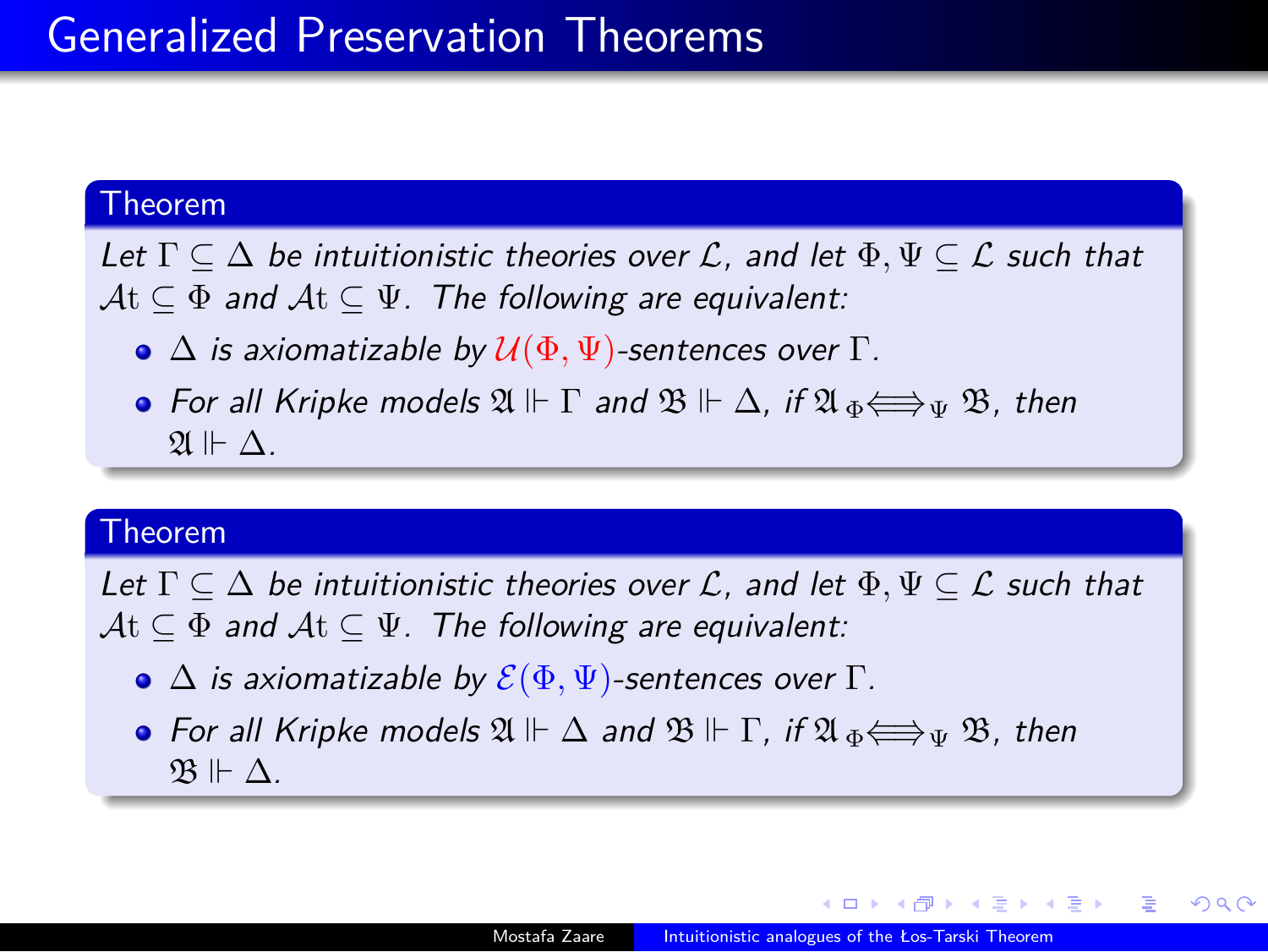# Generalized Preservation Theorems

**Theorem**

*Let $\Gamma \subseteq \Delta$ be intuitionistic theories over $\mathcal{L}$, and let $\Phi, \Psi \subseteq \mathcal{L}$ such that $\mathcal{A}\mathrm{t} \subseteq \Phi$ and $\mathcal{A}\mathrm{t} \subseteq \Psi$. The following are equivalent:*

- *$\Delta$ is axiomatizable by $\mathcal{U}(\Phi, \Psi)$-sentences over $\Gamma$.*
- *For all Kripke models $\mathfrak{A} \Vdash \Gamma$ and $\mathfrak{B} \Vdash \Delta$, if $\mathfrak{A} \,{}_{\Phi}\!\Longleftrightarrow_{\Psi}\, \mathfrak{B}$, then $\mathfrak{A} \Vdash \Delta$.*

**Theorem**

*Let $\Gamma \subseteq \Delta$ be intuitionistic theories over $\mathcal{L}$, and let $\Phi, \Psi \subseteq \mathcal{L}$ such that $\mathcal{A}\mathrm{t} \subseteq \Phi$ and $\mathcal{A}\mathrm{t} \subseteq \Psi$. The following are equivalent:*

- *$\Delta$ is axiomatizable by $\mathcal{E}(\Phi, \Psi)$-sentences over $\Gamma$.*
- *For all Kripke models $\mathfrak{A} \Vdash \Delta$ and $\mathfrak{B} \Vdash \Gamma$, if $\mathfrak{A} \,{}_{\Phi}\!\Longleftrightarrow_{\Psi}\, \mathfrak{B}$, then $\mathfrak{B} \Vdash \Delta$.*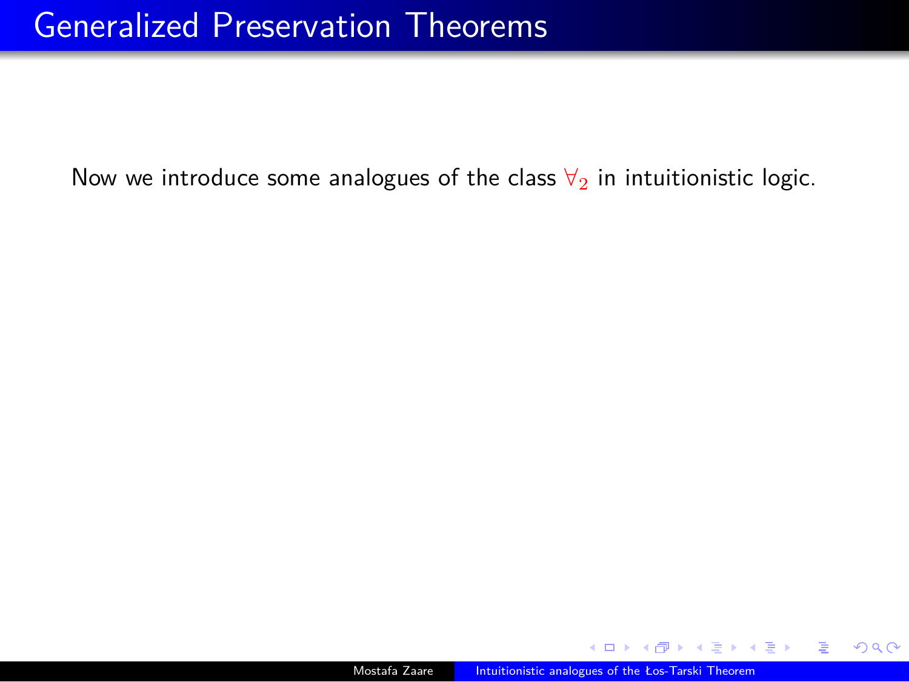# Generalized Preservation Theorems

Now we introduce some analogues of the class $\forall_2$ in intuitionistic logic.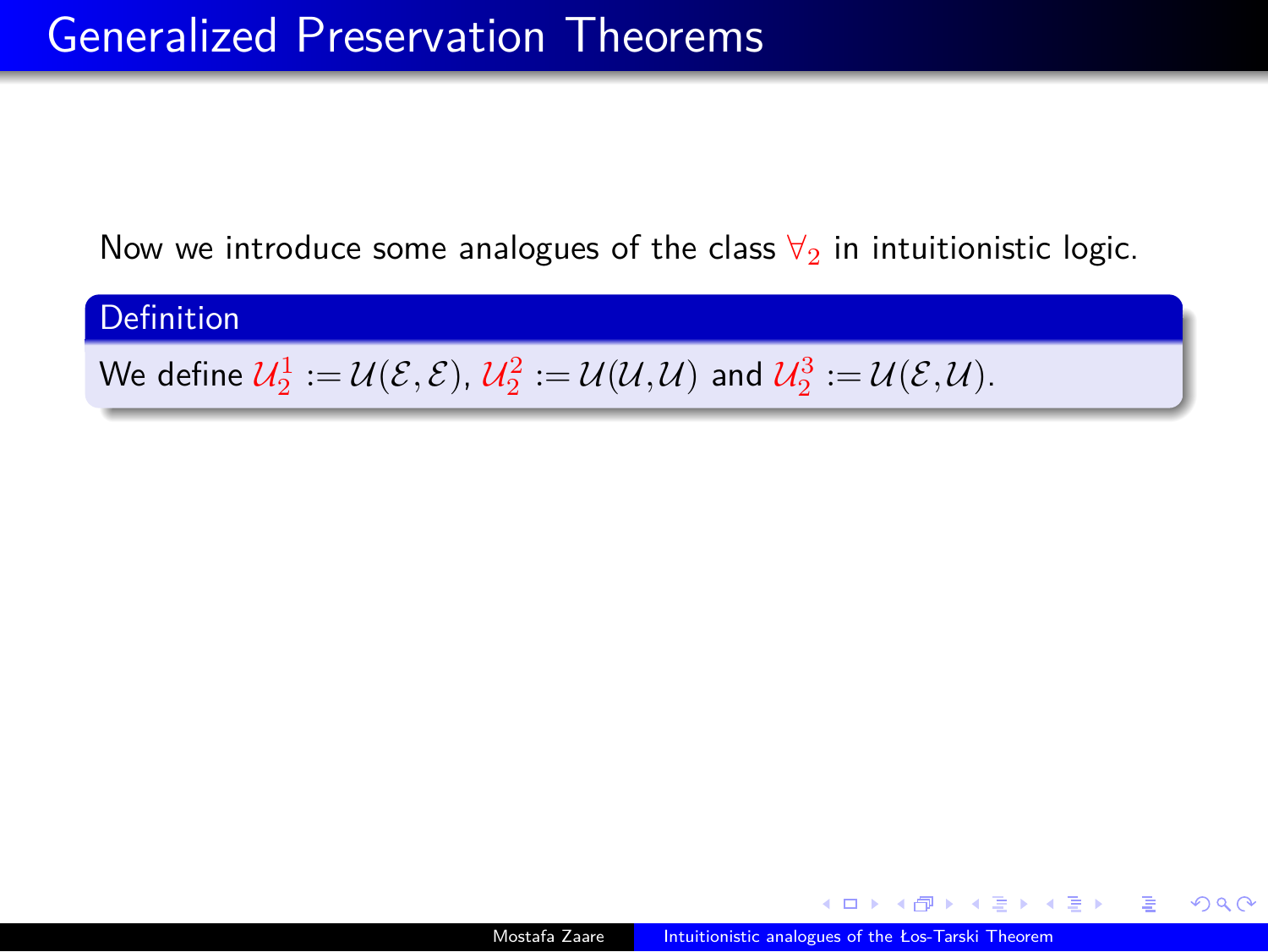# Generalized Preservation Theorems

Now we introduce some analogues of the class $\forall_2$ in intuitionistic logic.

**Definition**

We define $\mathcal{U}_2^1 := \mathcal{U}(\mathcal{E}, \mathcal{E})$, $\mathcal{U}_2^2 := \mathcal{U}(\mathcal{U}, \mathcal{U})$ and $\mathcal{U}_2^3 := \mathcal{U}(\mathcal{E}, \mathcal{U})$.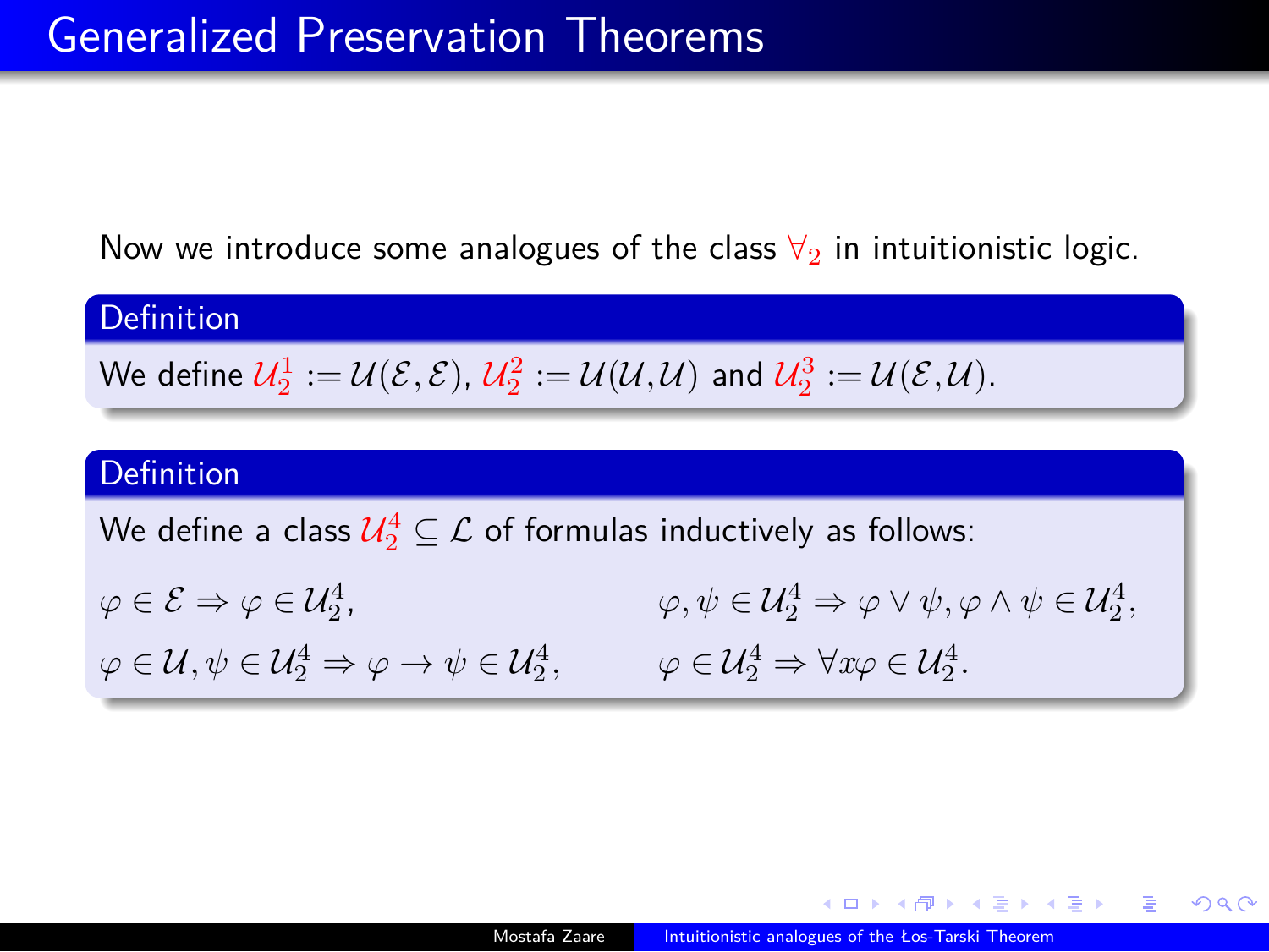# Generalized Preservation Theorems

Now we introduce some analogues of the class $\forall_2$ in intuitionistic logic.

**Definition**

We define $\mathcal{U}_2^1 := \mathcal{U}(\mathcal{E},\mathcal{E})$, $\mathcal{U}_2^2 := \mathcal{U}(\mathcal{U},\mathcal{U})$ and $\mathcal{U}_2^3 := \mathcal{U}(\mathcal{E},\mathcal{U})$.

**Definition**

We define a class $\mathcal{U}_2^4 \subseteq \mathcal{L}$ of formulas inductively as follows:

$\varphi \in \mathcal{E} \Rightarrow \varphi \in \mathcal{U}_2^4$,

$\varphi, \psi \in \mathcal{U}_2^4 \Rightarrow \varphi \vee \psi, \varphi \wedge \psi \in \mathcal{U}_2^4$,

$\varphi \in \mathcal{U}, \psi \in \mathcal{U}_2^4 \Rightarrow \varphi \to \psi \in \mathcal{U}_2^4$,

$\varphi \in \mathcal{U}_2^4 \Rightarrow \forall x \varphi \in \mathcal{U}_2^4$.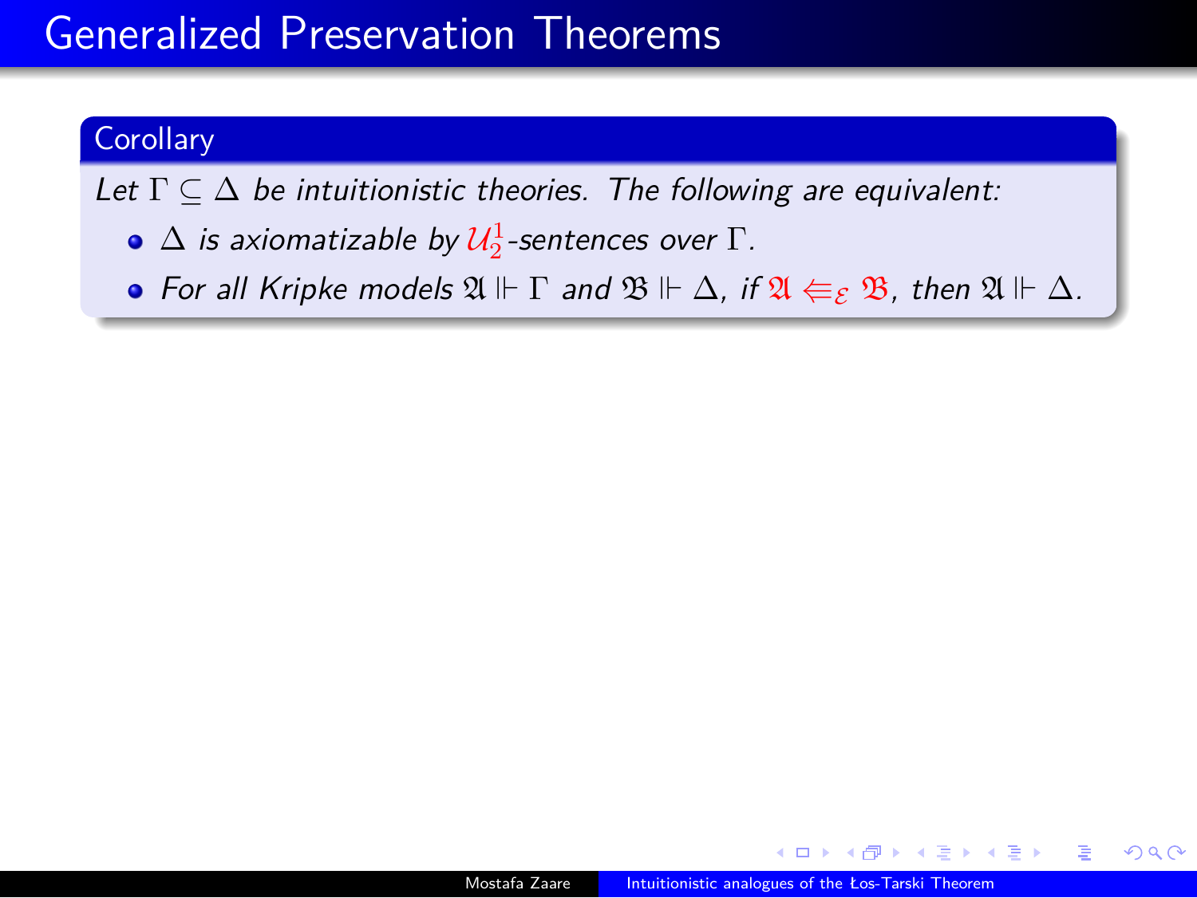# Generalized Preservation Theorems

**Corollary**

*Let $\Gamma \subseteq \Delta$ be intuitionistic theories. The following are equivalent:*

- $\Delta$ *is axiomatizable by* $\mathcal{U}_2^1$*-sentences over* $\Gamma$.
- *For all Kripke models* $\mathfrak{A} \Vdash \Gamma$ *and* $\mathfrak{B} \Vdash \Delta$, *if* $\mathfrak{A} \Lleftarrow_{\mathcal{E}} \mathfrak{B}$, *then* $\mathfrak{A} \Vdash \Delta$.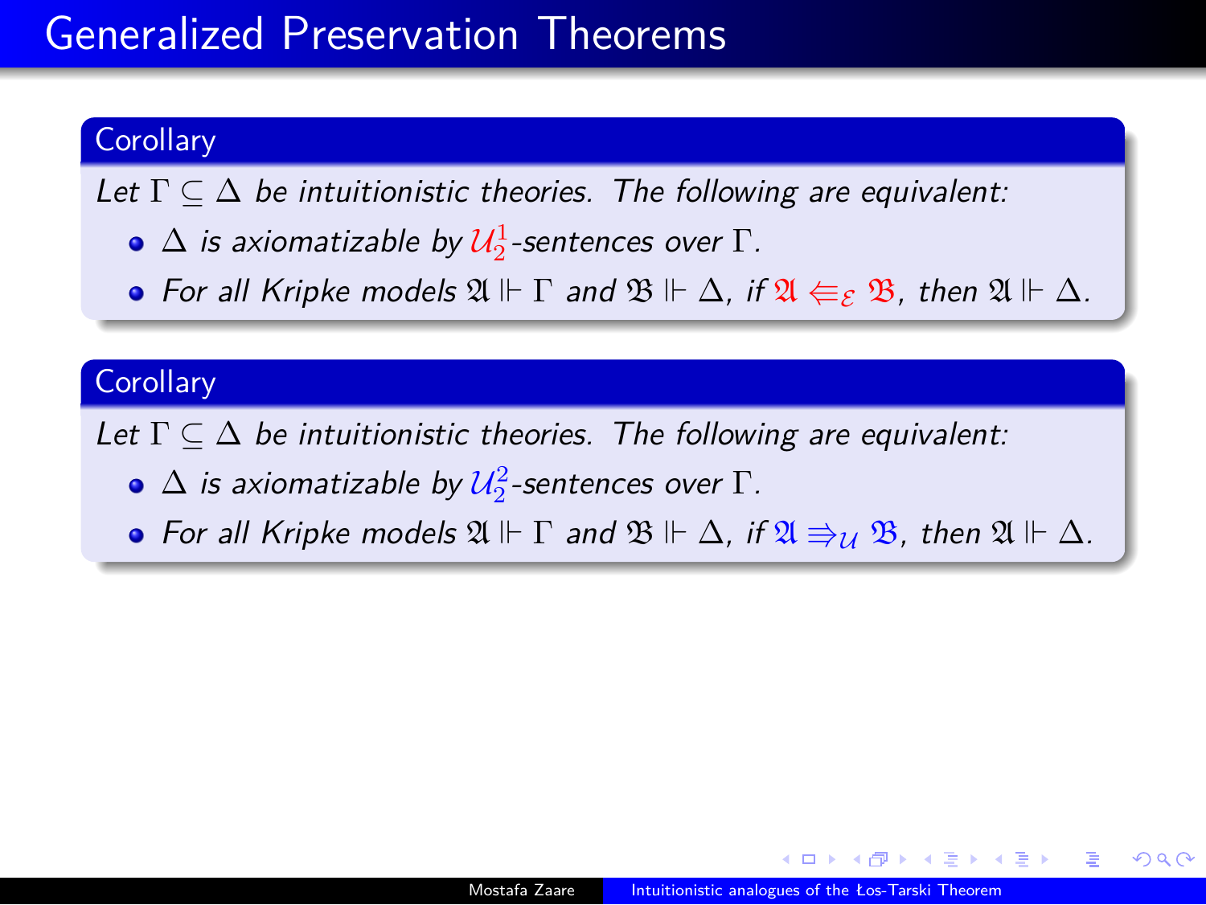# Generalized Preservation Theorems

**Corollary**

*Let $\Gamma \subseteq \Delta$ be intuitionistic theories. The following are equivalent:*

- *$\Delta$ is axiomatizable by $\mathcal{U}_2^1$-sentences over $\Gamma$.*
- *For all Kripke models $\mathfrak{A} \Vdash \Gamma$ and $\mathfrak{B} \Vdash \Delta$, if $\mathfrak{A} \Lleftarrow_{\mathcal{E}} \mathfrak{B}$, then $\mathfrak{A} \Vdash \Delta$.*

**Corollary**

*Let $\Gamma \subseteq \Delta$ be intuitionistic theories. The following are equivalent:*

- *$\Delta$ is axiomatizable by $\mathcal{U}_2^2$-sentences over $\Gamma$.*
- *For all Kripke models $\mathfrak{A} \Vdash \Gamma$ and $\mathfrak{B} \Vdash \Delta$, if $\mathfrak{A} \Rrightarrow_{\mathcal{U}} \mathfrak{B}$, then $\mathfrak{A} \Vdash \Delta$.*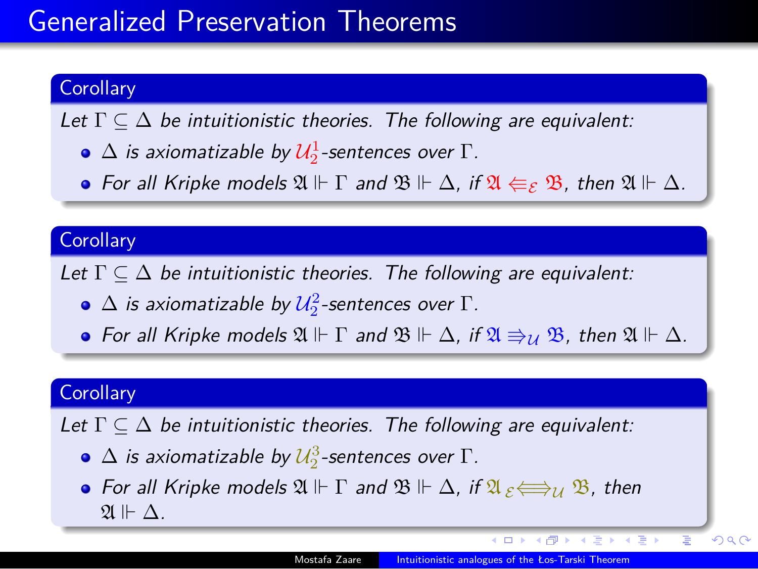# Generalized Preservation Theorems

**Corollary**

*Let $\Gamma \subseteq \Delta$ be intuitionistic theories. The following are equivalent:*

- *$\Delta$ is axiomatizable by $\mathcal{U}_2^1$-sentences over $\Gamma$.*
- *For all Kripke models $\mathfrak{A} \Vdash \Gamma$ and $\mathfrak{B} \Vdash \Delta$, if $\mathfrak{A} \Leftarrow_{\mathcal{E}} \mathfrak{B}$, then $\mathfrak{A} \Vdash \Delta$.*

**Corollary**

*Let $\Gamma \subseteq \Delta$ be intuitionistic theories. The following are equivalent:*

- *$\Delta$ is axiomatizable by $\mathcal{U}_2^2$-sentences over $\Gamma$.*
- *For all Kripke models $\mathfrak{A} \Vdash \Gamma$ and $\mathfrak{B} \Vdash \Delta$, if $\mathfrak{A} \Rrightarrow_{\mathcal{U}} \mathfrak{B}$, then $\mathfrak{A} \Vdash \Delta$.*

**Corollary**

*Let $\Gamma \subseteq \Delta$ be intuitionistic theories. The following are equivalent:*

- *$\Delta$ is axiomatizable by $\mathcal{U}_2^3$-sentences over $\Gamma$.*
- *For all Kripke models $\mathfrak{A} \Vdash \Gamma$ and $\mathfrak{B} \Vdash \Delta$, if $\mathfrak{A} \;{}_{\mathcal{E}}\!\Longleftrightarrow_{\mathcal{U}} \mathfrak{B}$, then $\mathfrak{A} \Vdash \Delta$.*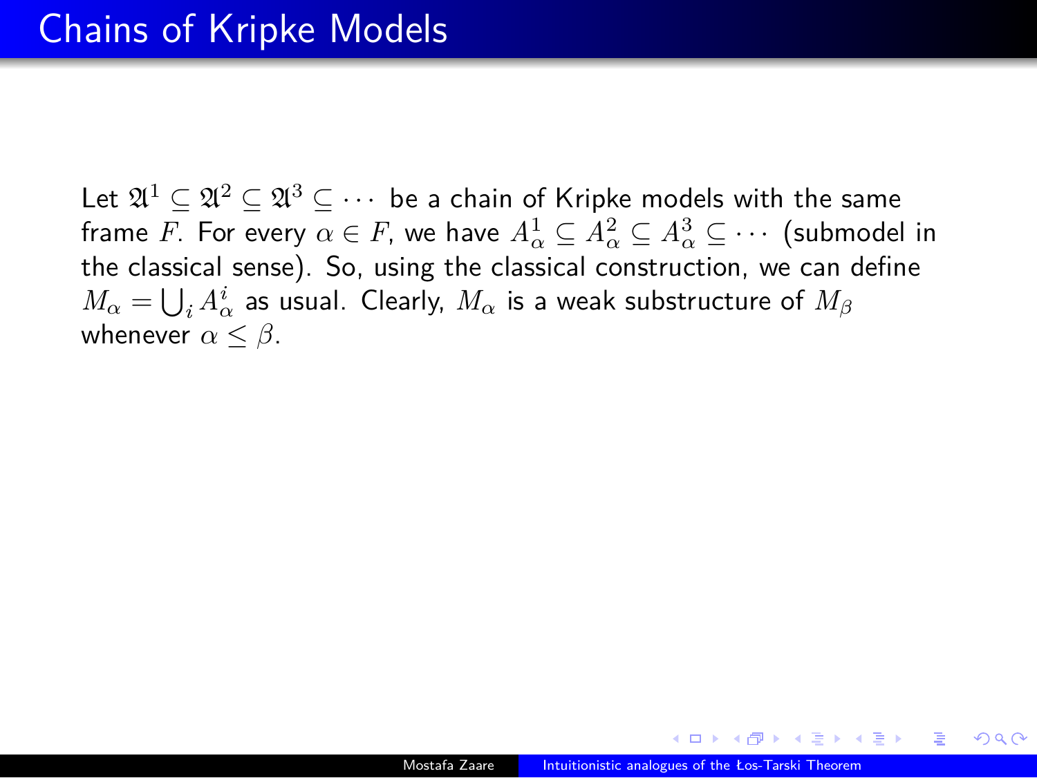# Chains of Kripke Models

Let $\mathfrak{A}^1 \subseteq \mathfrak{A}^2 \subseteq \mathfrak{A}^3 \subseteq \cdots$ be a chain of Kripke models with the same frame $F$. For every $\alpha \in F$, we have $A^1_\alpha \subseteq A^2_\alpha \subseteq A^3_\alpha \subseteq \cdots$ (submodel in the classical sense). So, using the classical construction, we can define $M_\alpha = \bigcup_i A^i_\alpha$ as usual. Clearly, $M_\alpha$ is a weak substructure of $M_\beta$ whenever $\alpha \leq \beta$.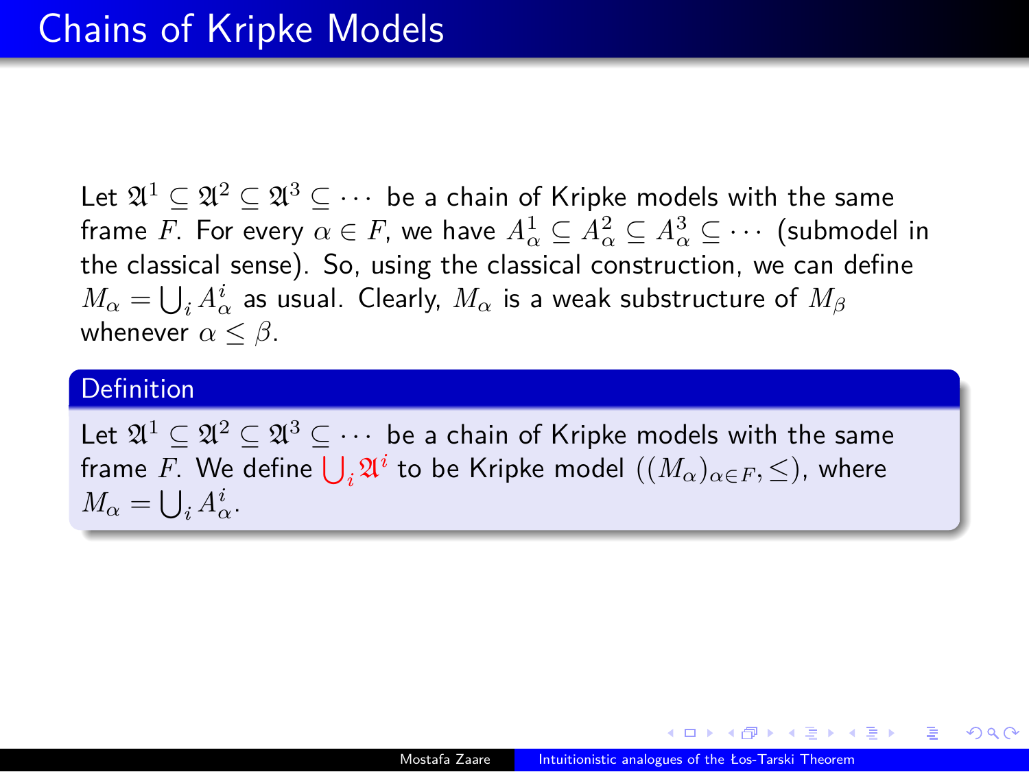# Chains of Kripke Models

Let $\mathfrak{A}^1 \subseteq \mathfrak{A}^2 \subseteq \mathfrak{A}^3 \subseteq \cdots$ be a chain of Kripke models with the same frame $F$. For every $\alpha \in F$, we have $A^1_\alpha \subseteq A^2_\alpha \subseteq A^3_\alpha \subseteq \cdots$ (submodel in the classical sense). So, using the classical construction, we can define $M_\alpha = \bigcup_i A^i_\alpha$ as usual. Clearly, $M_\alpha$ is a weak substructure of $M_\beta$ whenever $\alpha \leq \beta$.

**Definition**

Let $\mathfrak{A}^1 \subseteq \mathfrak{A}^2 \subseteq \mathfrak{A}^3 \subseteq \cdots$ be a chain of Kripke models with the same frame $F$. We define $\bigcup_i \mathfrak{A}^i$ to be Kripke model $((M_\alpha)_{\alpha \in F}, \leq)$, where $M_\alpha = \bigcup_i A^i_\alpha$.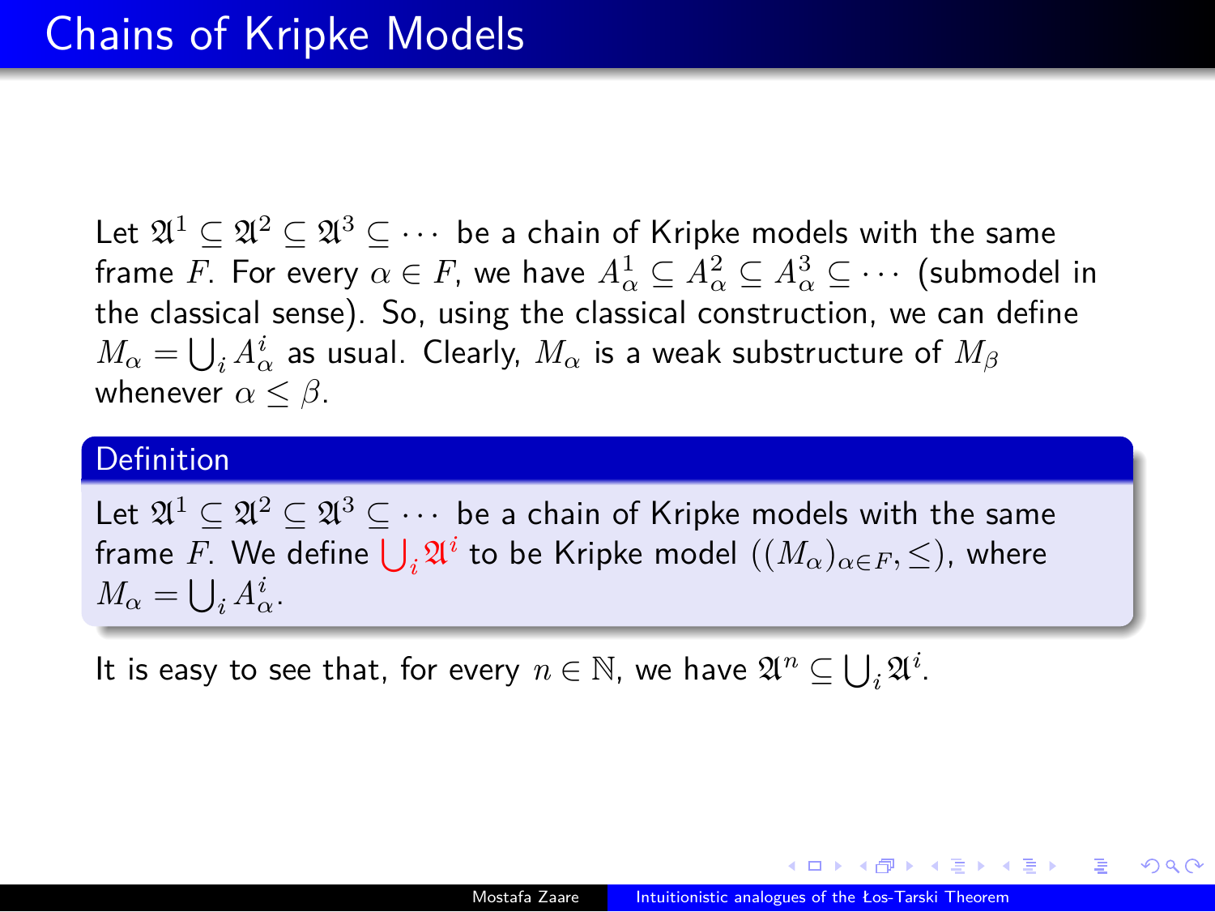# Chains of Kripke Models

Let $\mathfrak{A}^1 \subseteq \mathfrak{A}^2 \subseteq \mathfrak{A}^3 \subseteq \cdots$ be a chain of Kripke models with the same frame $F$. For every $\alpha \in F$, we have $A^1_\alpha \subseteq A^2_\alpha \subseteq A^3_\alpha \subseteq \cdots$ (submodel in the classical sense). So, using the classical construction, we can define $M_\alpha = \bigcup_i A^i_\alpha$ as usual. Clearly, $M_\alpha$ is a weak substructure of $M_\beta$ whenever $\alpha \leq \beta$.

**Definition**

Let $\mathfrak{A}^1 \subseteq \mathfrak{A}^2 \subseteq \mathfrak{A}^3 \subseteq \cdots$ be a chain of Kripke models with the same frame $F$. We define $\bigcup_i \mathfrak{A}^i$ to be Kripke model $((M_\alpha)_{\alpha \in F}, \leq)$, where $M_\alpha = \bigcup_i A^i_\alpha$.

It is easy to see that, for every $n \in \mathbb{N}$, we have $\mathfrak{A}^n \subseteq \bigcup_i \mathfrak{A}^i$.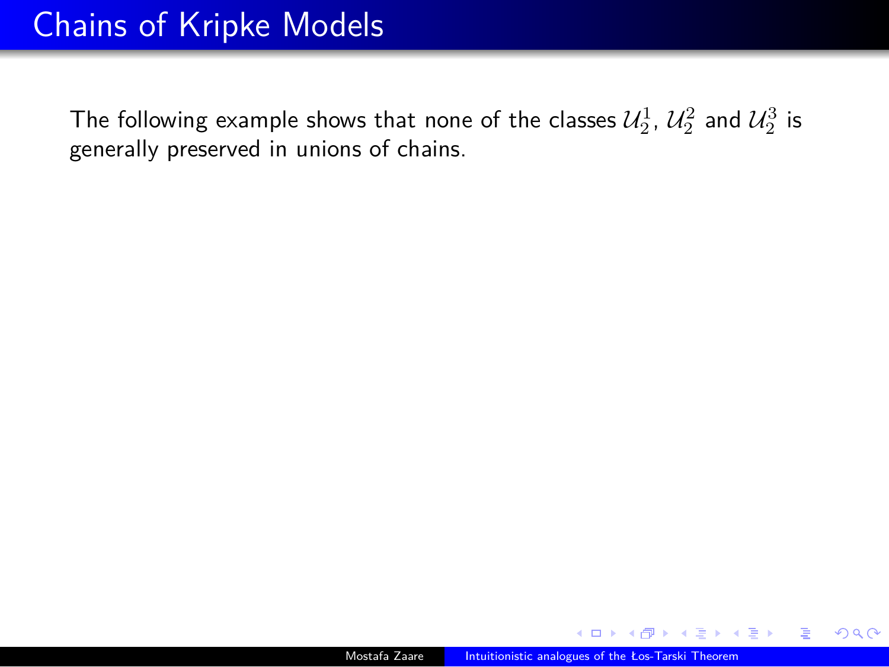# Chains of Kripke Models

The following example shows that none of the classes $\mathcal{U}_2^1$, $\mathcal{U}_2^2$ and $\mathcal{U}_2^3$ is generally preserved in unions of chains.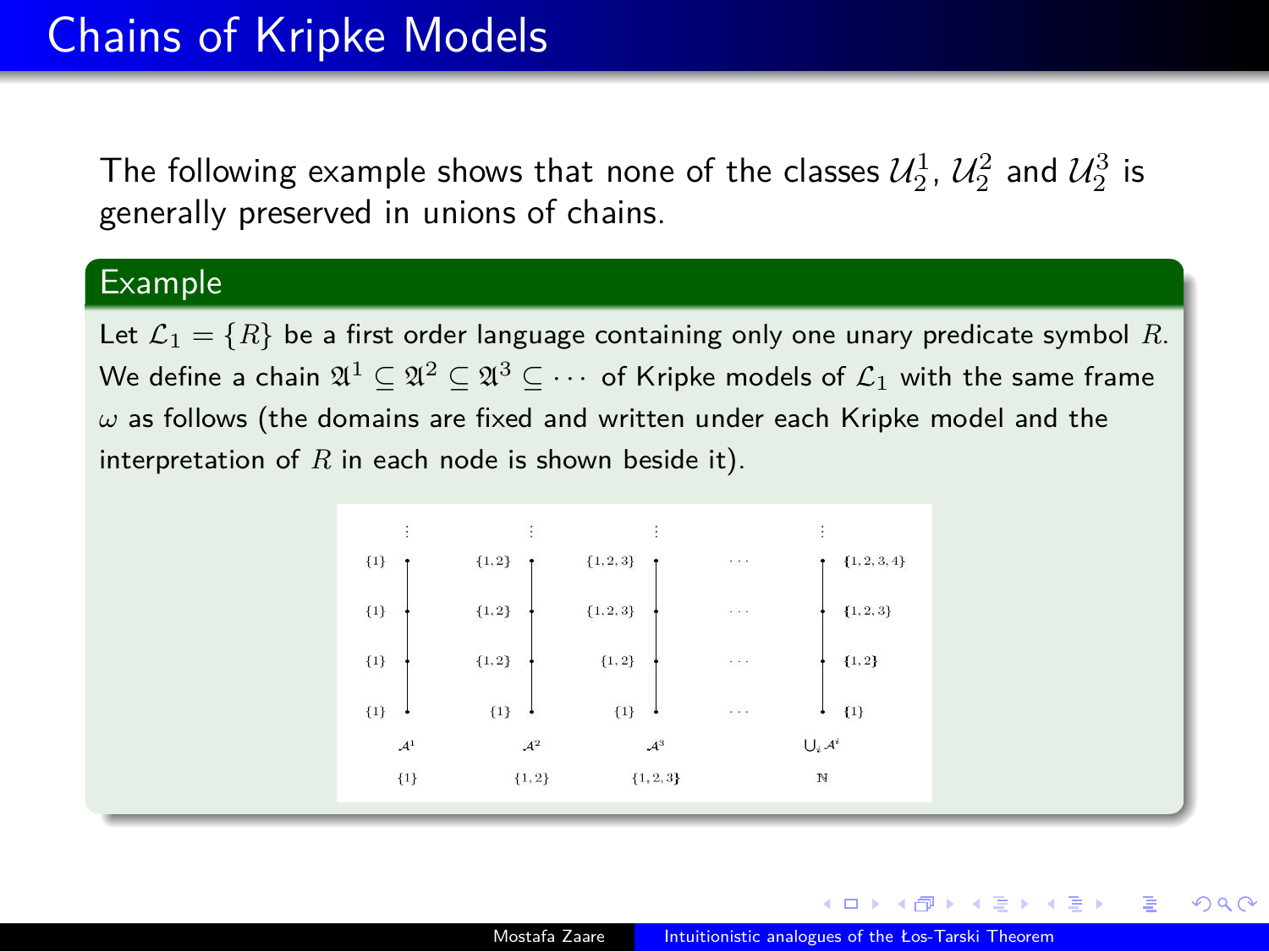# Chains of Kripke Models

The following example shows that none of the classes $\mathcal{U}_2^1$, $\mathcal{U}_2^2$ and $\mathcal{U}_2^3$ is generally preserved in unions of chains.

## Example

Let $\mathcal{L}_1 = \{R\}$ be a first order language containing only one unary predicate symbol $R$. We define a chain $\mathfrak{A}^1 \subseteq \mathfrak{A}^2 \subseteq \mathfrak{A}^3 \subseteq \cdots$ of Kripke models of $\mathcal{L}_1$ with the same frame $\omega$ as follows (the domains are fixed and written under each Kripke model and the interpretation of $R$ in each node is shown beside it).

| | $\mathcal{A}^1$ | $\mathcal{A}^2$ | $\mathcal{A}^3$ | $\cdots$ | $\bigcup_i \mathcal{A}^i$ |
|---|---|---|---|---|---|
| | $\vdots$ | $\vdots$ | $\vdots$ | | $\vdots$ |
| node 3 | $\{1\}$ | $\{1,2\}$ | $\{1,2,3\}$ | $\cdots$ | $\{1,2,3,4\}$ |
| node 2 | $\{1\}$ | $\{1,2\}$ | $\{1,2,3\}$ | $\cdots$ | $\{1,2,3\}$ |
| node 1 | $\{1\}$ | $\{1,2\}$ | $\{1,2\}$ | $\cdots$ | $\{1,2\}$ |
| node 0 | $\{1\}$ | $\{1\}$ | $\{1\}$ | $\cdots$ | $\{1\}$ |
| domain | $\{1\}$ | $\{1,2\}$ | $\{1,2,3\}$ | | $\mathbb{N}$ |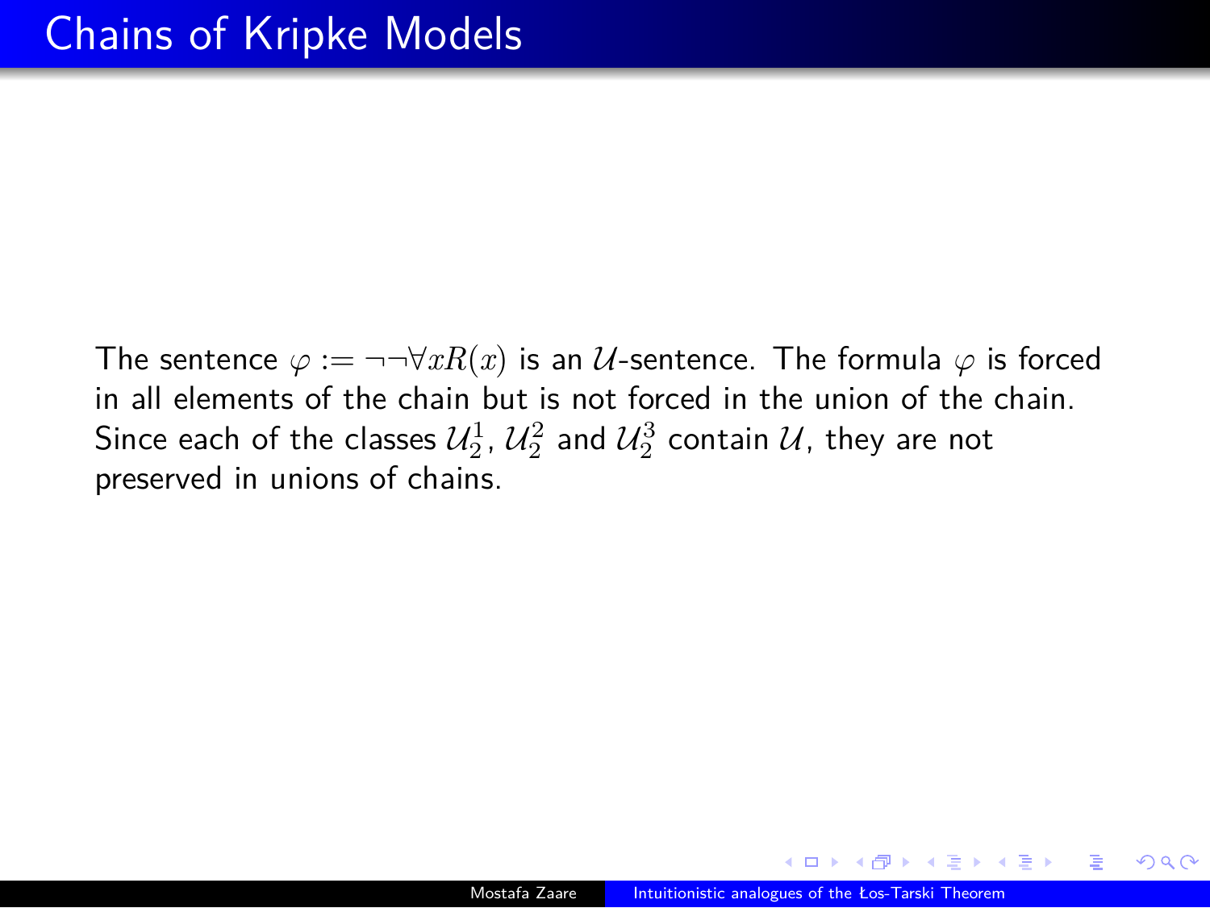# Chains of Kripke Models

The sentence $\varphi := \neg\neg\forall x R(x)$ is an $\mathcal{U}$-sentence. The formula $\varphi$ is forced in all elements of the chain but is not forced in the union of the chain. Since each of the classes $\mathcal{U}_2^1$, $\mathcal{U}_2^2$ and $\mathcal{U}_2^3$ contain $\mathcal{U}$, they are not preserved in unions of chains.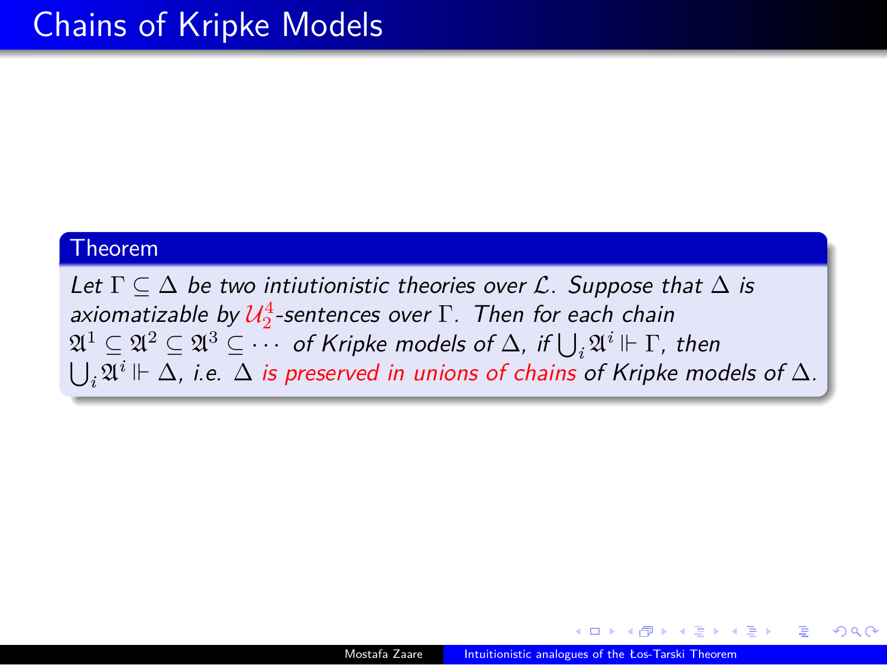# Chains of Kripke Models

**Theorem**

*Let $\Gamma \subseteq \Delta$ be two intiutionistic theories over $\mathcal{L}$. Suppose that $\Delta$ is axiomatizable by $\mathcal{U}_2^4$-sentences over $\Gamma$. Then for each chain $\mathfrak{A}^1 \subseteq \mathfrak{A}^2 \subseteq \mathfrak{A}^3 \subseteq \cdots$ of Kripke models of $\Delta$, if $\bigcup_i \mathfrak{A}^i \Vdash \Gamma$, then $\bigcup_i \mathfrak{A}^i \Vdash \Delta$, i.e. $\Delta$ is preserved in unions of chains of Kripke models of $\Delta$.*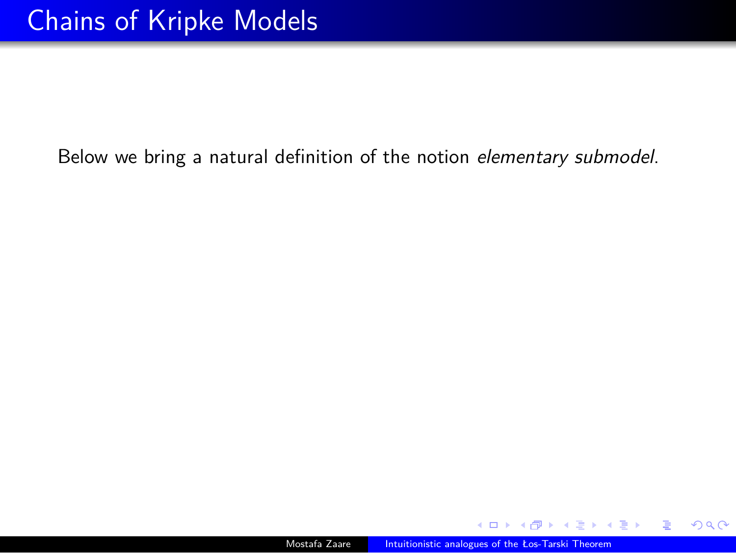# Chains of Kripke Models

Below we bring a natural definition of the notion *elementary submodel*.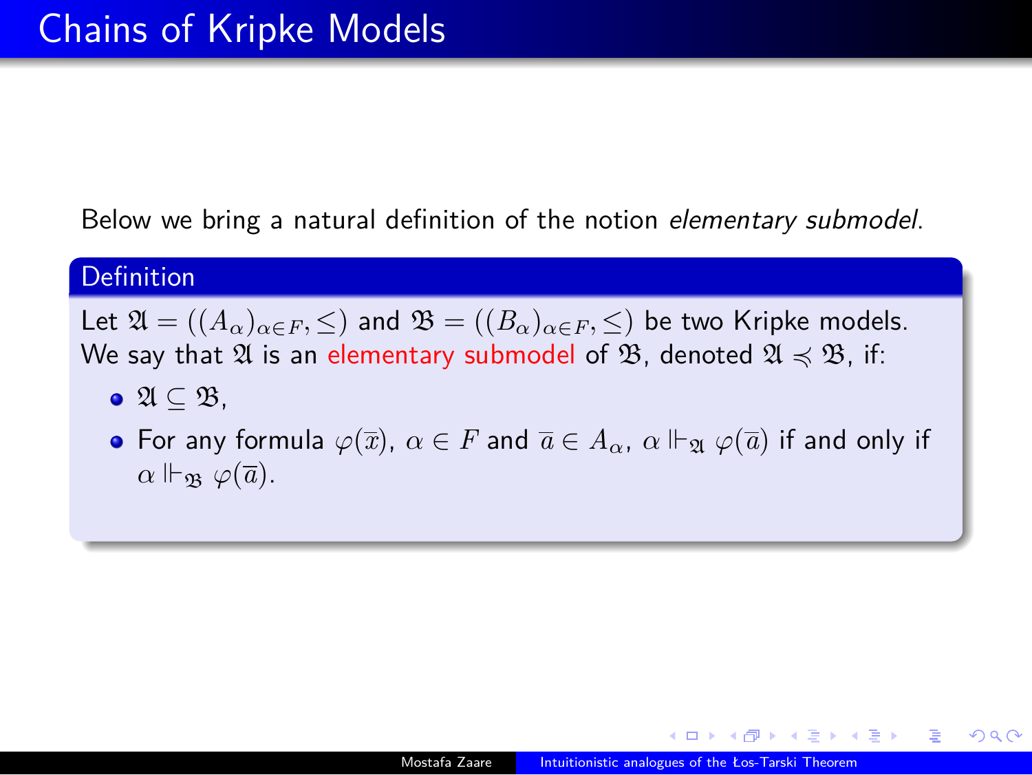# Chains of Kripke Models

Below we bring a natural definition of the notion *elementary submodel*.

**Definition**

Let $\mathfrak{A} = ((A_\alpha)_{\alpha \in F}, \leq)$ and $\mathfrak{B} = ((B_\alpha)_{\alpha \in F}, \leq)$ be two Kripke models. We say that $\mathfrak{A}$ is an elementary submodel of $\mathfrak{B}$, denoted $\mathfrak{A} \preccurlyeq \mathfrak{B}$, if:

- $\mathfrak{A} \subseteq \mathfrak{B}$,
- For any formula $\varphi(\overline{x})$, $\alpha \in F$ and $\overline{a} \in A_\alpha$, $\alpha \Vdash_{\mathfrak{A}} \varphi(\overline{a})$ if and only if $\alpha \Vdash_{\mathfrak{B}} \varphi(\overline{a})$.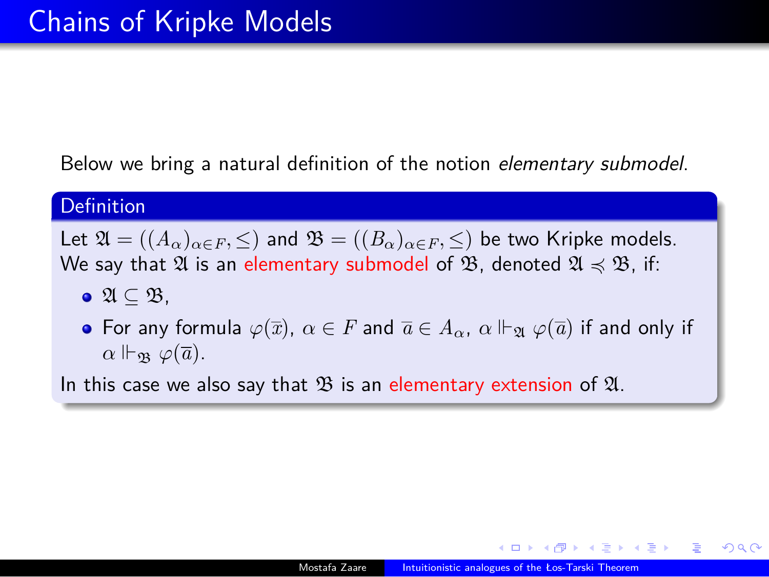# Chains of Kripke Models

Below we bring a natural definition of the notion *elementary submodel*.

**Definition**

Let $\mathfrak{A} = ((A_\alpha)_{\alpha \in F}, \leq)$ and $\mathfrak{B} = ((B_\alpha)_{\alpha \in F}, \leq)$ be two Kripke models. We say that $\mathfrak{A}$ is an elementary submodel of $\mathfrak{B}$, denoted $\mathfrak{A} \preccurlyeq \mathfrak{B}$, if:

- $\mathfrak{A} \subseteq \mathfrak{B}$,
- For any formula $\varphi(\overline{x})$, $\alpha \in F$ and $\overline{a} \in A_\alpha$, $\alpha \Vdash_{\mathfrak{A}} \varphi(\overline{a})$ if and only if $\alpha \Vdash_{\mathfrak{B}} \varphi(\overline{a})$.

In this case we also say that $\mathfrak{B}$ is an elementary extension of $\mathfrak{A}$.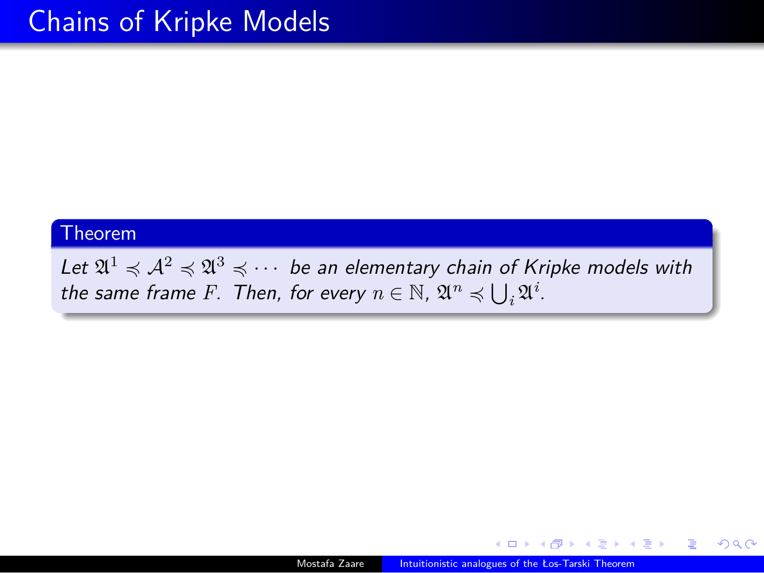# Chains of Kripke Models

**Theorem**

*Let $\mathfrak{A}^1 \preccurlyeq \mathcal{A}^2 \preccurlyeq \mathfrak{A}^3 \preccurlyeq \cdots$ be an elementary chain of Kripke models with the same frame $F$. Then, for every $n \in \mathbb{N}$, $\mathfrak{A}^n \preccurlyeq \bigcup_i \mathfrak{A}^i$.*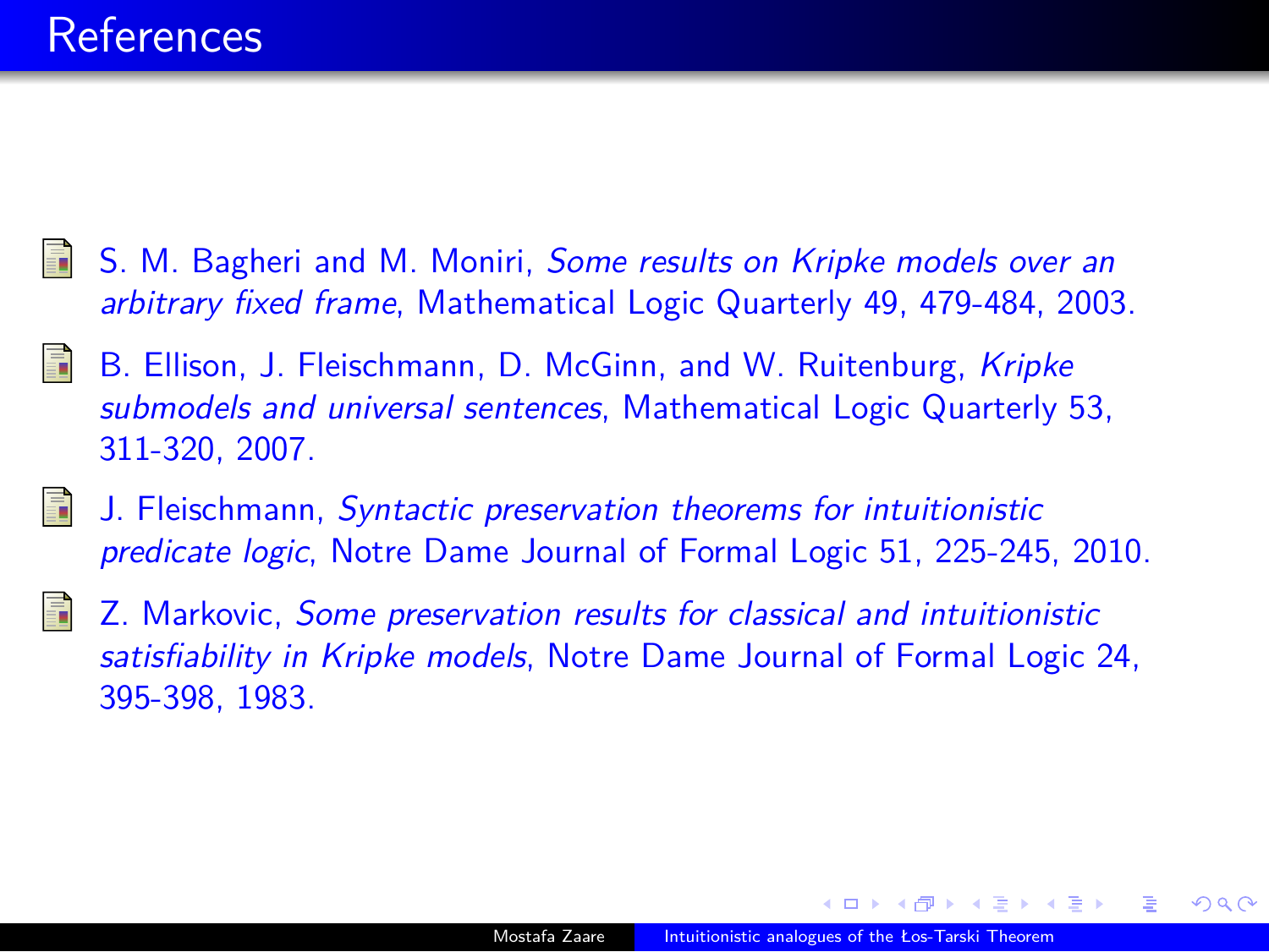# References

- S. M. Bagheri and M. Moniri, *Some results on Kripke models over an arbitrary fixed frame*, Mathematical Logic Quarterly 49, 479-484, 2003.
- B. Ellison, J. Fleischmann, D. McGinn, and W. Ruitenburg, *Kripke submodels and universal sentences*, Mathematical Logic Quarterly 53, 311-320, 2007.
- J. Fleischmann, *Syntactic preservation theorems for intuitionistic predicate logic*, Notre Dame Journal of Formal Logic 51, 225-245, 2010.
- Z. Markovic, *Some preservation results for classical and intuitionistic satisfiability in Kripke models*, Notre Dame Journal of Formal Logic 24, 395-398, 1983.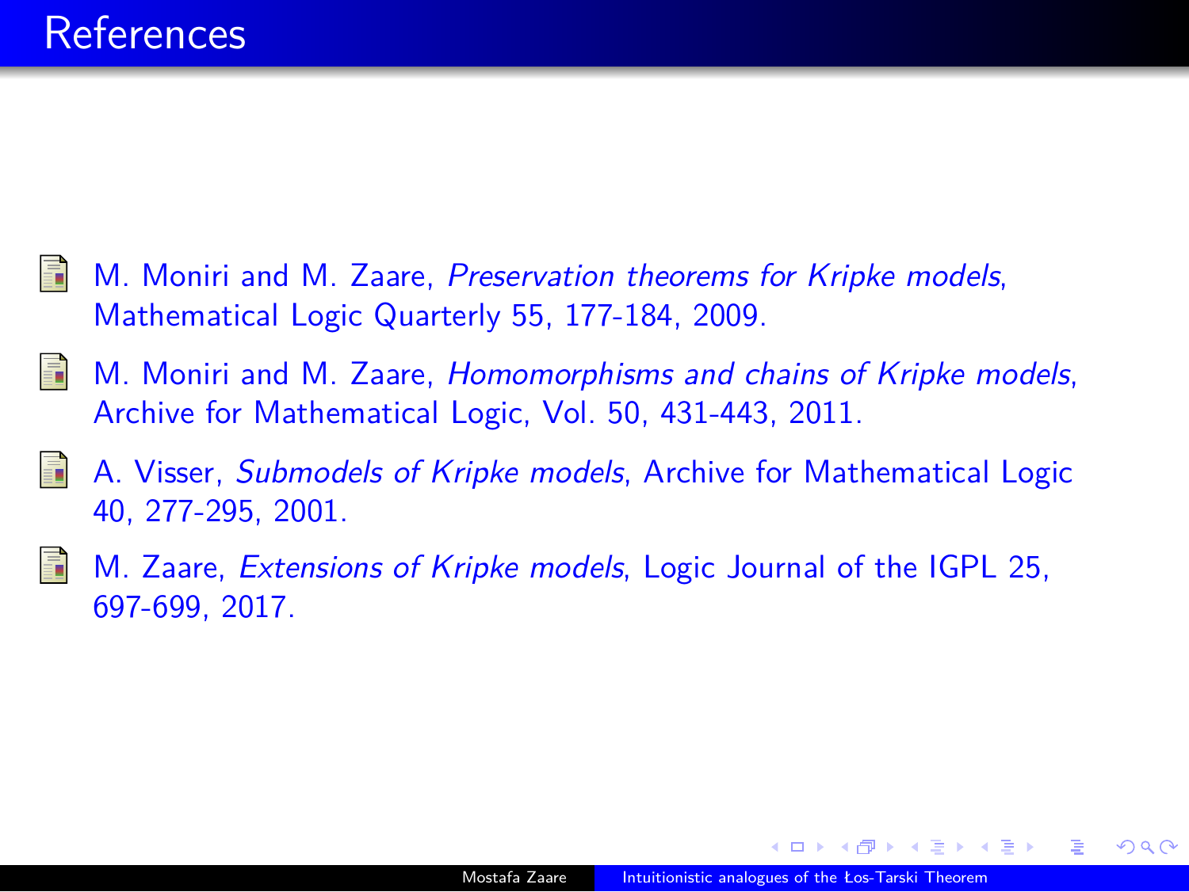# References

- M. Moniri and M. Zaare, *Preservation theorems for Kripke models*, Mathematical Logic Quarterly 55, 177-184, 2009.
- M. Moniri and M. Zaare, *Homomorphisms and chains of Kripke models*, Archive for Mathematical Logic, Vol. 50, 431-443, 2011.
- A. Visser, *Submodels of Kripke models*, Archive for Mathematical Logic 40, 277-295, 2001.
- M. Zaare, *Extensions of Kripke models*, Logic Journal of the IGPL 25, 697-699, 2017.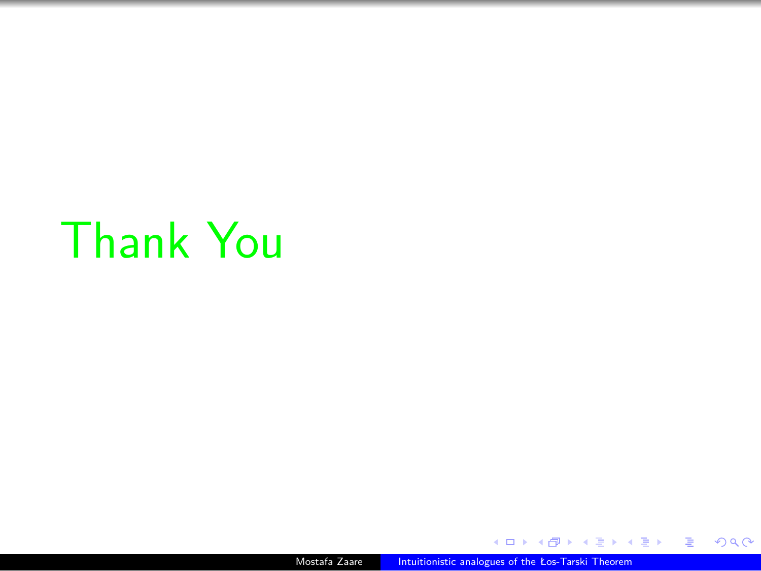# Thank You